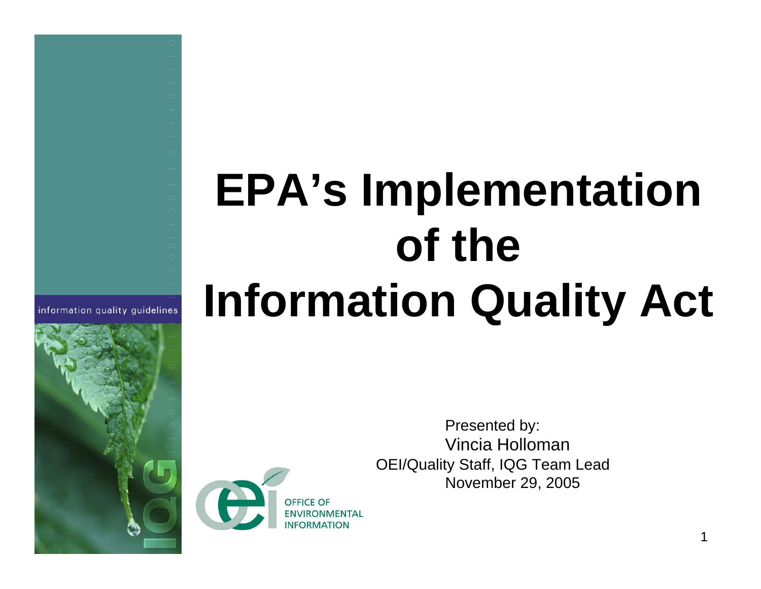information quality guidelines

# EPA's Implementation of the Information Quality Act

Presented by:
Vincia Holloman
OEI/Quality Staff, IQG Team Lead
November 29, 2005

OFFICE OF ENVIRONMENTAL INFORMATION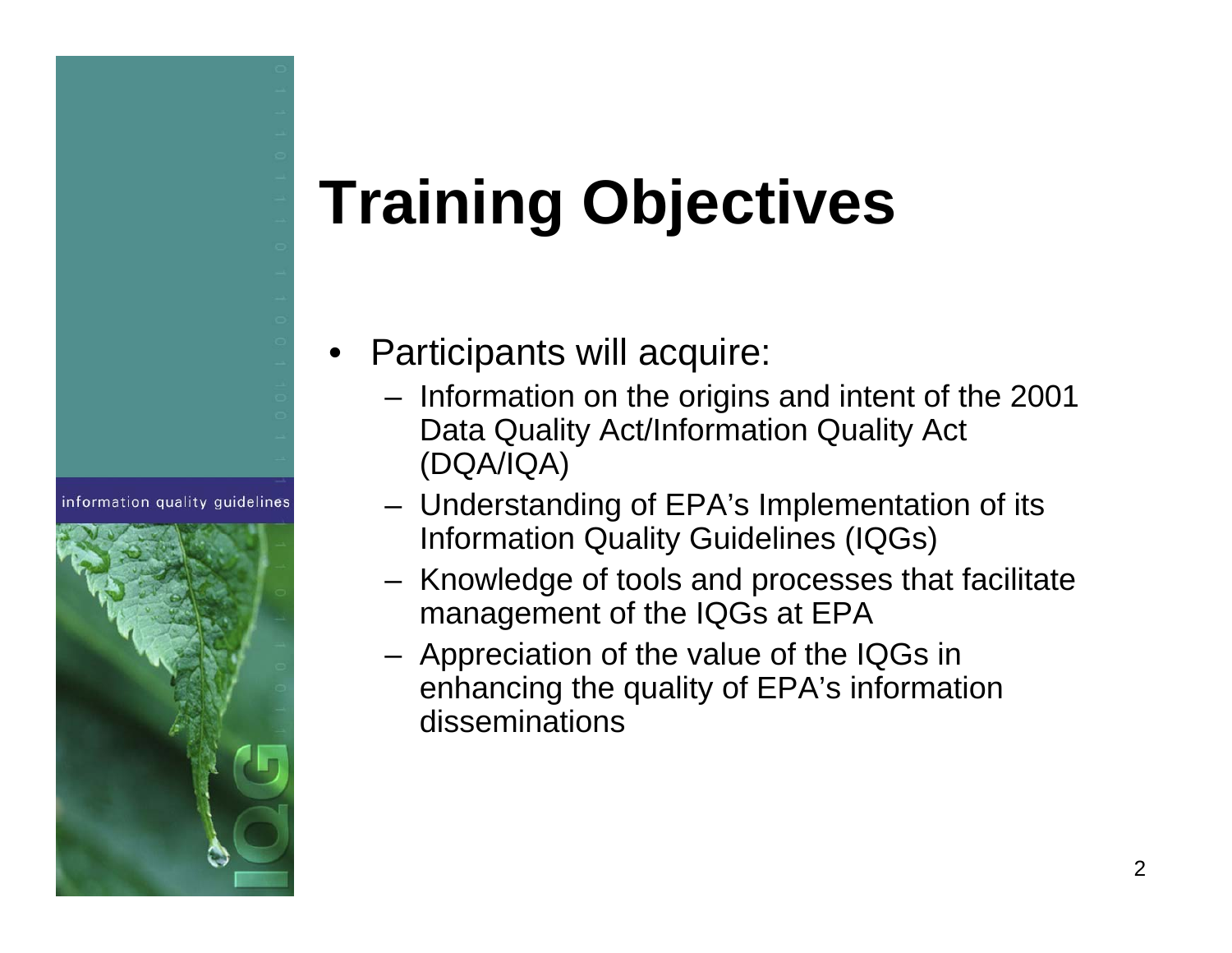# Training Objectives

- Participants will acquire:
  - Information on the origins and intent of the 2001 Data Quality Act/Information Quality Act (DQA/IQA)
  - Understanding of EPA's Implementation of its Information Quality Guidelines (IQGs)
  - Knowledge of tools and processes that facilitate management of the IQGs at EPA
  - Appreciation of the value of the IQGs in enhancing the quality of EPA's information disseminations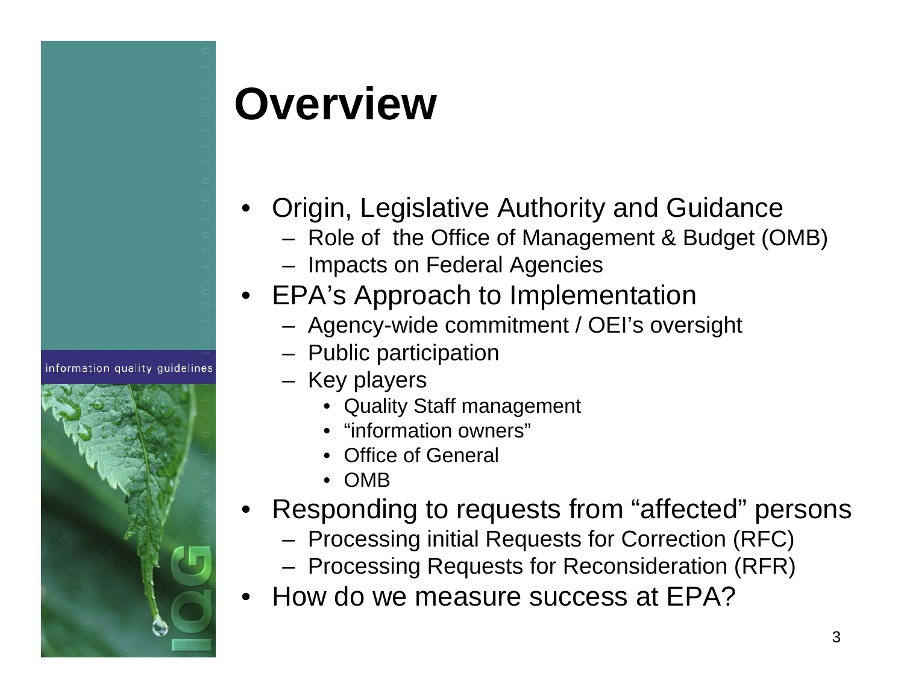# Overview

- Origin, Legislative Authority and Guidance
  - Role of the Office of Management & Budget (OMB)
  - Impacts on Federal Agencies
- EPA's Approach to Implementation
  - Agency-wide commitment / OEI's oversight
  - Public participation
  - Key players
    - Quality Staff management
    - "information owners"
    - Office of General
    - OMB
- Responding to requests from "affected" persons
  - Processing initial Requests for Correction (RFC)
  - Processing Requests for Reconsideration (RFR)
- How do we measure success at EPA?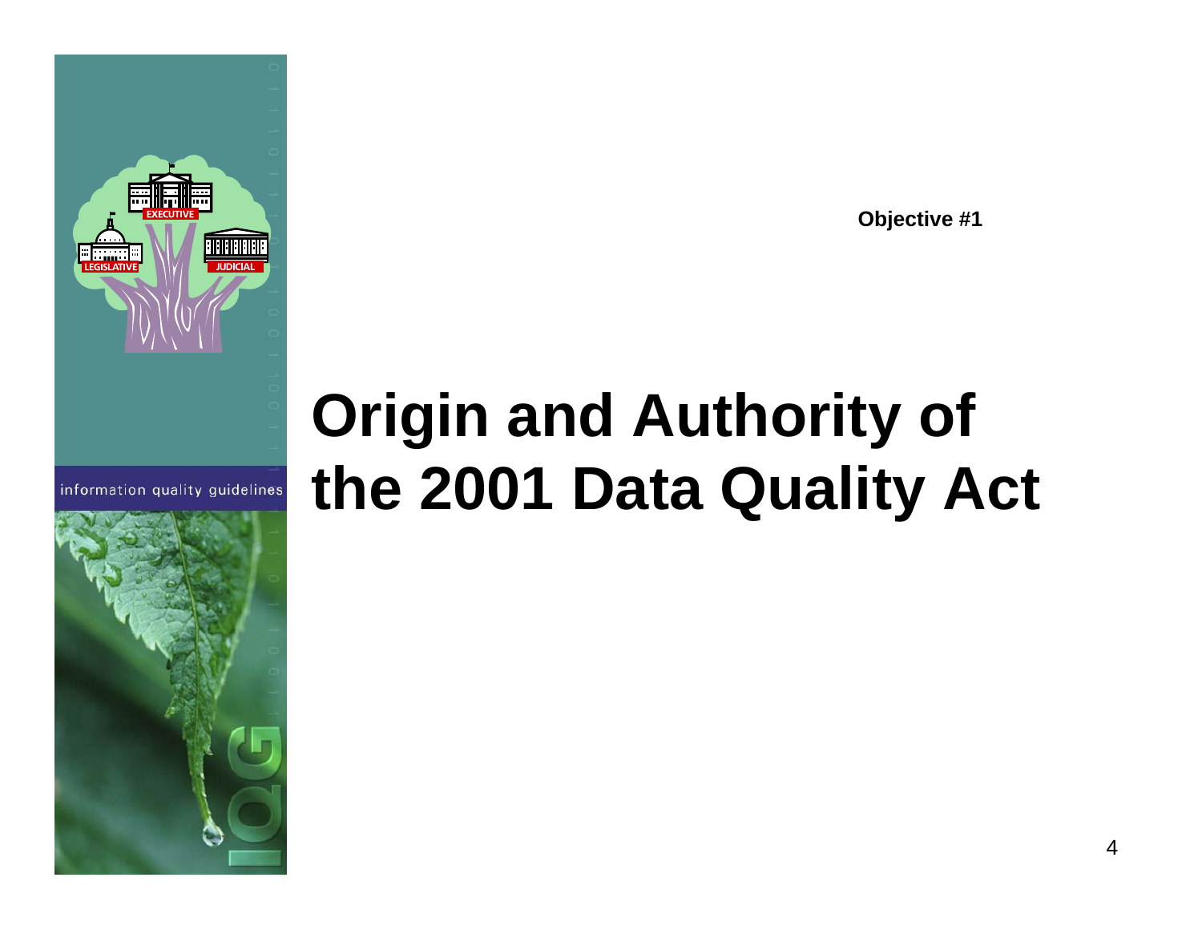Objective #1

# Origin and Authority of the 2001 Data Quality Act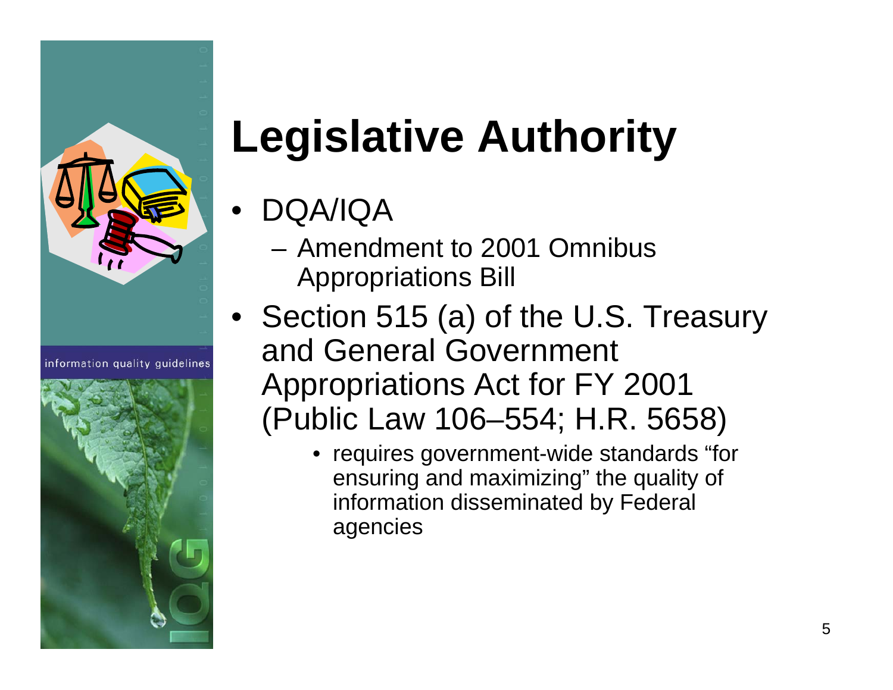# Legislative Authority

- DQA/IQA
  - Amendment to 2001 Omnibus Appropriations Bill
- Section 515 (a) of the U.S. Treasury and General Government Appropriations Act for FY 2001 (Public Law 106–554; H.R. 5658)
  - requires government-wide standards "for ensuring and maximizing" the quality of information disseminated by Federal agencies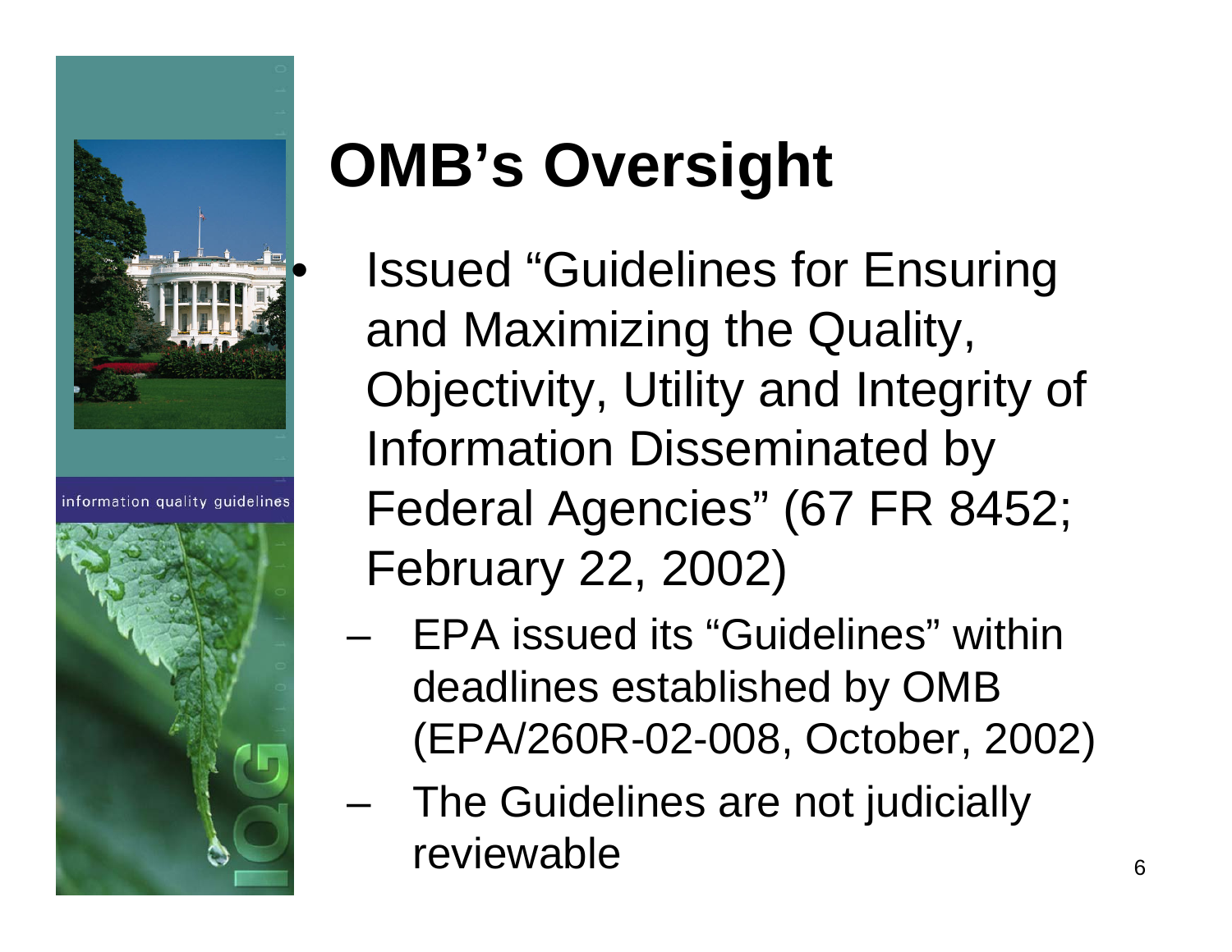# OMB's Oversight

- Issued "Guidelines for Ensuring and Maximizing the Quality, Objectivity, Utility and Integrity of Information Disseminated by Federal Agencies" (67 FR 8452; February 22, 2002)
  - EPA issued its "Guidelines" within deadlines established by OMB (EPA/260R-02-008, October, 2002)
  - The Guidelines are not judicially reviewable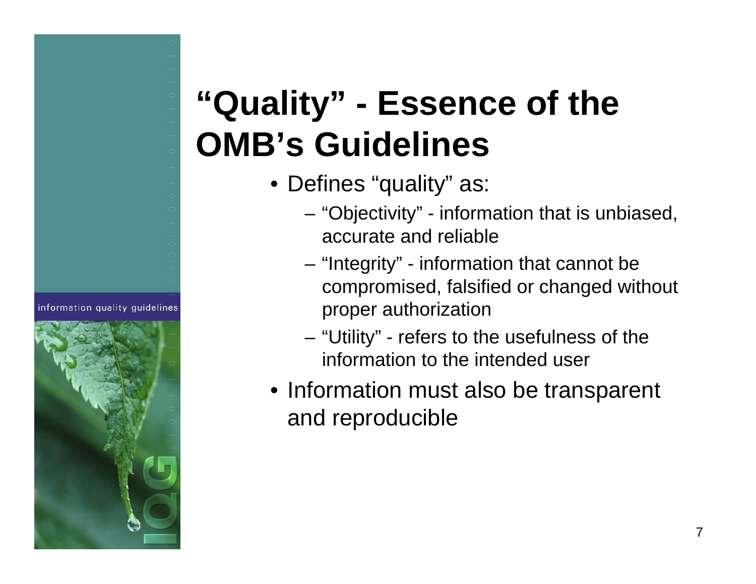# "Quality" - Essence of the OMB's Guidelines

- Defines "quality" as:
  - "Objectivity" - information that is unbiased, accurate and reliable
  - "Integrity" - information that cannot be compromised, falsified or changed without proper authorization
  - "Utility" - refers to the usefulness of the information to the intended user
- Information must also be transparent and reproducible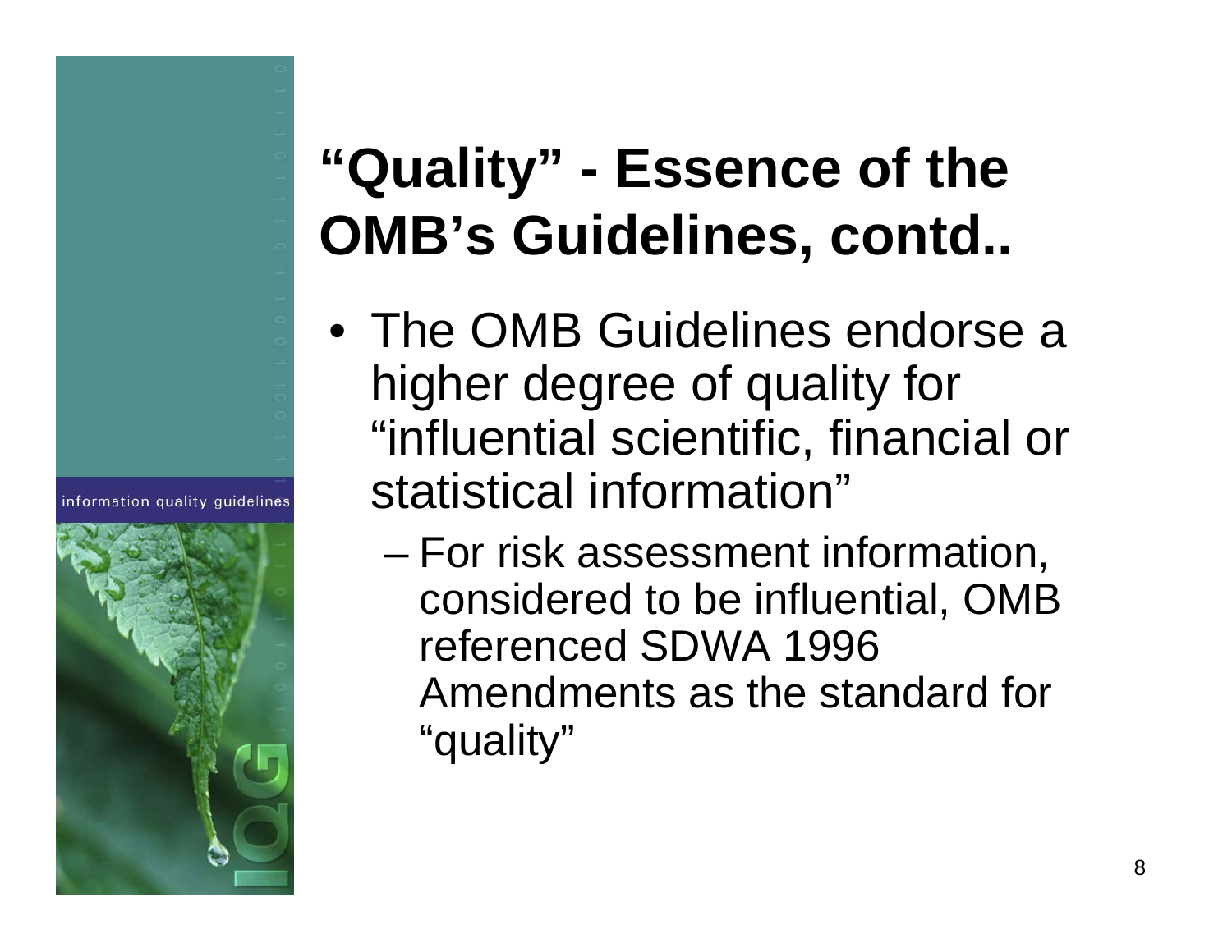# "Quality" - Essence of the OMB's Guidelines, contd..

- The OMB Guidelines endorse a higher degree of quality for "influential scientific, financial or statistical information"
  - For risk assessment information, considered to be influential, OMB referenced SDWA 1996 Amendments as the standard for "quality"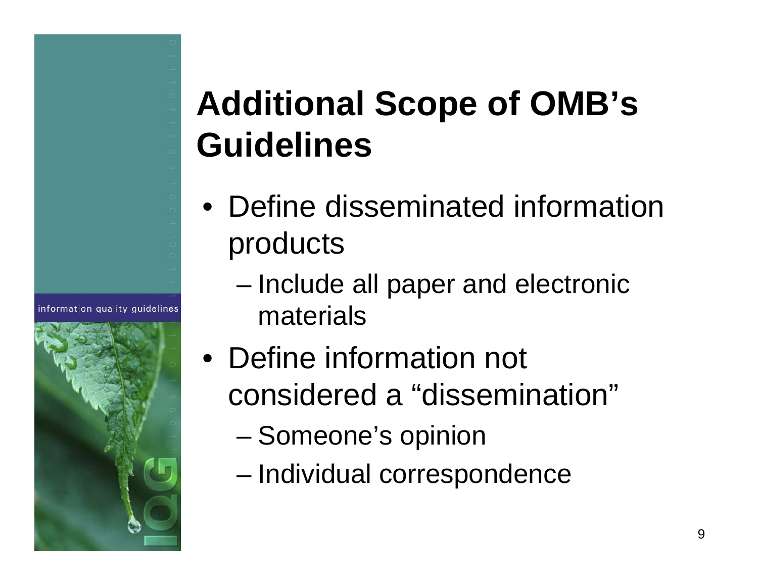# Additional Scope of OMB's Guidelines

- Define disseminated information products
  - Include all paper and electronic materials
- Define information not considered a "dissemination"
  - Someone's opinion
  - Individual correspondence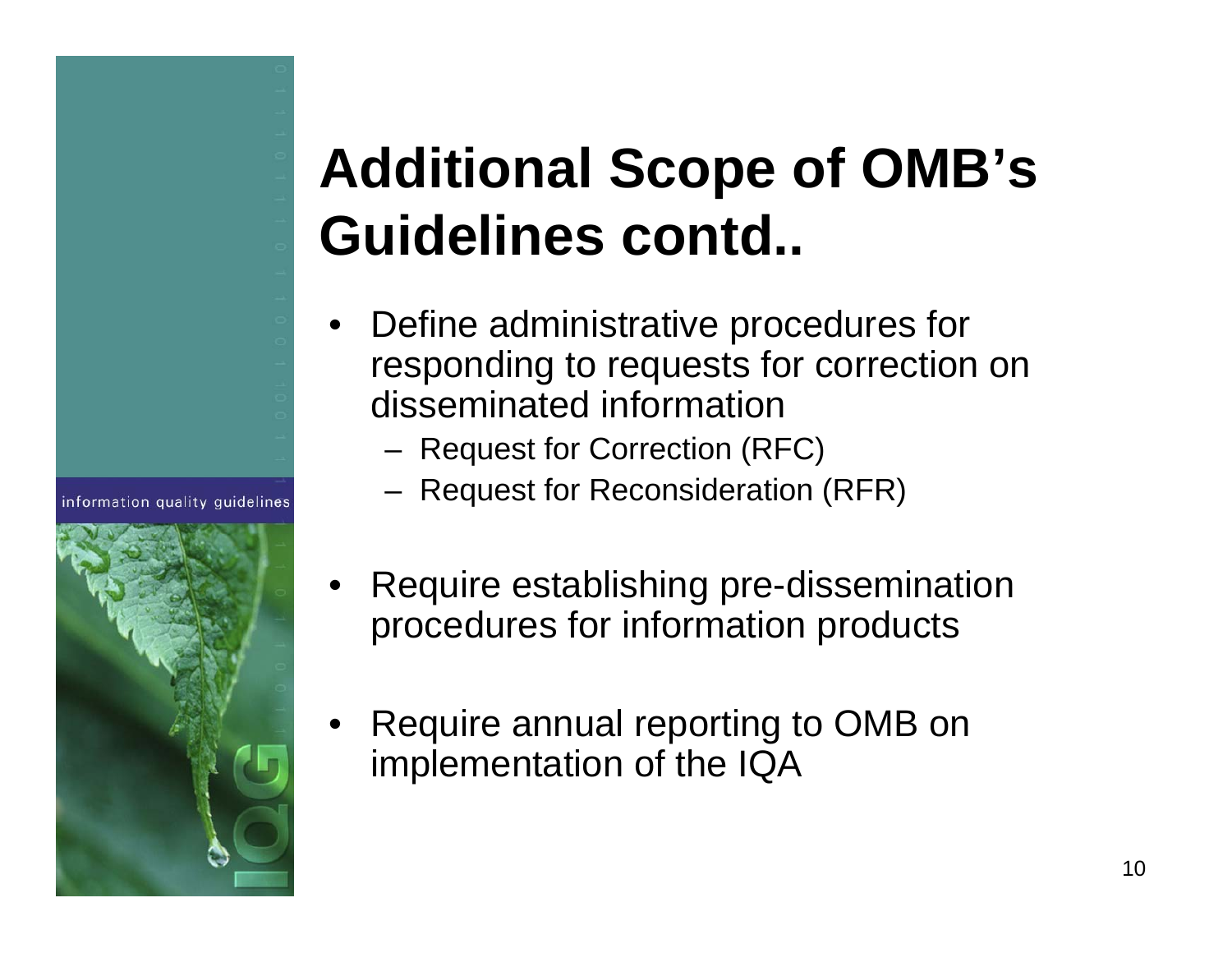# Additional Scope of OMB's Guidelines contd..

- Define administrative procedures for responding to requests for correction on disseminated information
  - Request for Correction (RFC)
  - Request for Reconsideration (RFR)

- Require establishing pre-dissemination procedures for information products

- Require annual reporting to OMB on implementation of the IQA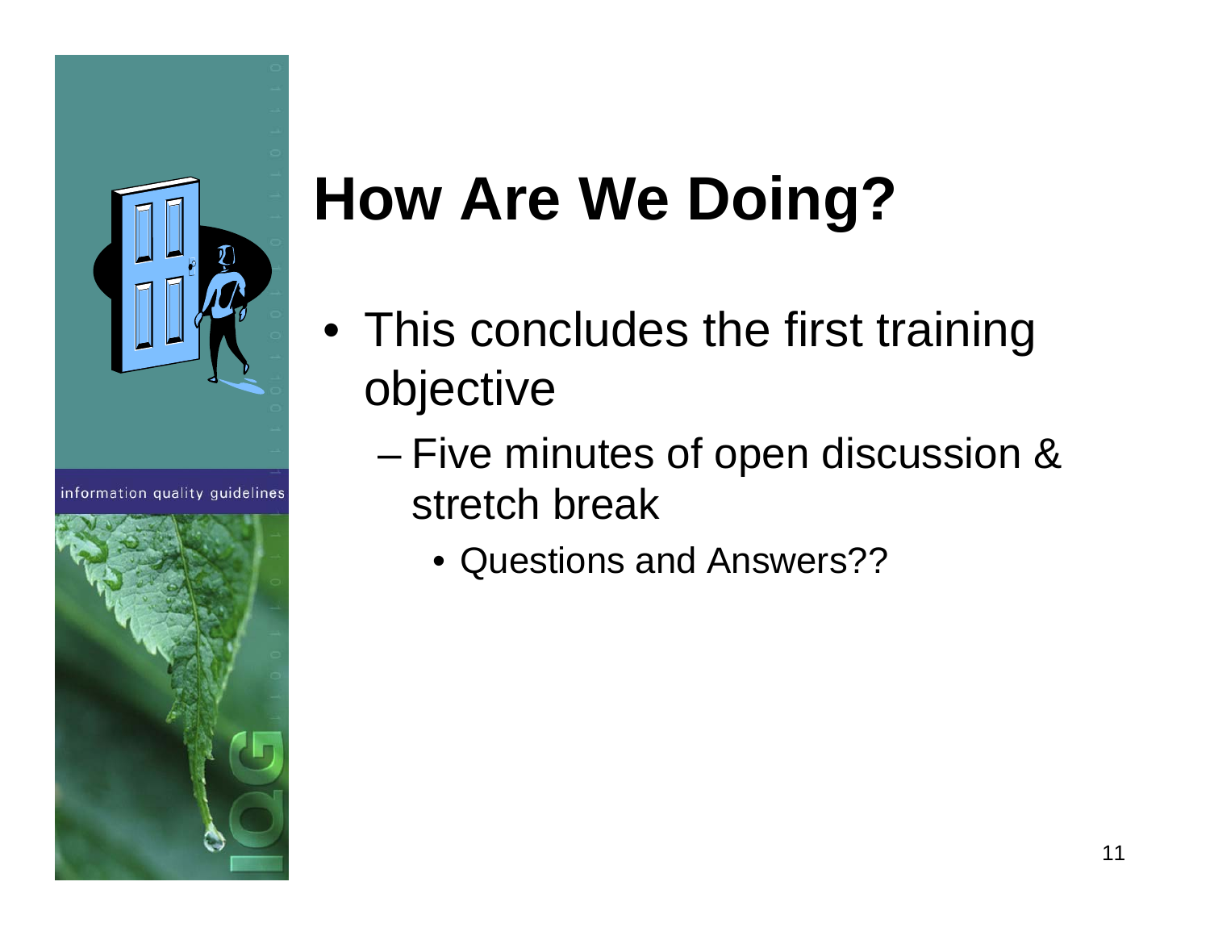# How Are We Doing?

- This concludes the first training objective
  - Five minutes of open discussion & stretch break
    - Questions and Answers??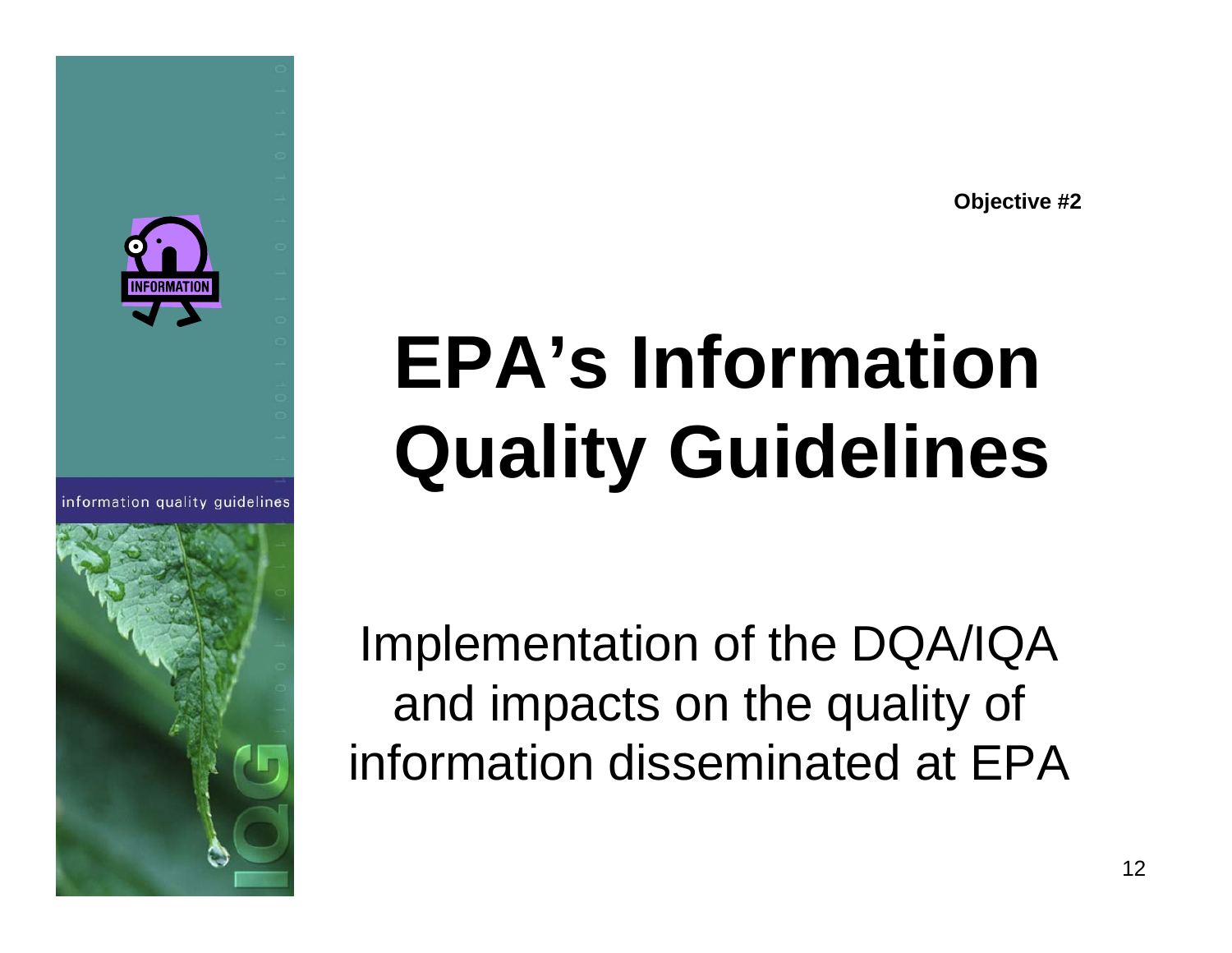Objective #2

# EPA's Information Quality Guidelines

Implementation of the DQA/IQA and impacts on the quality of information disseminated at EPA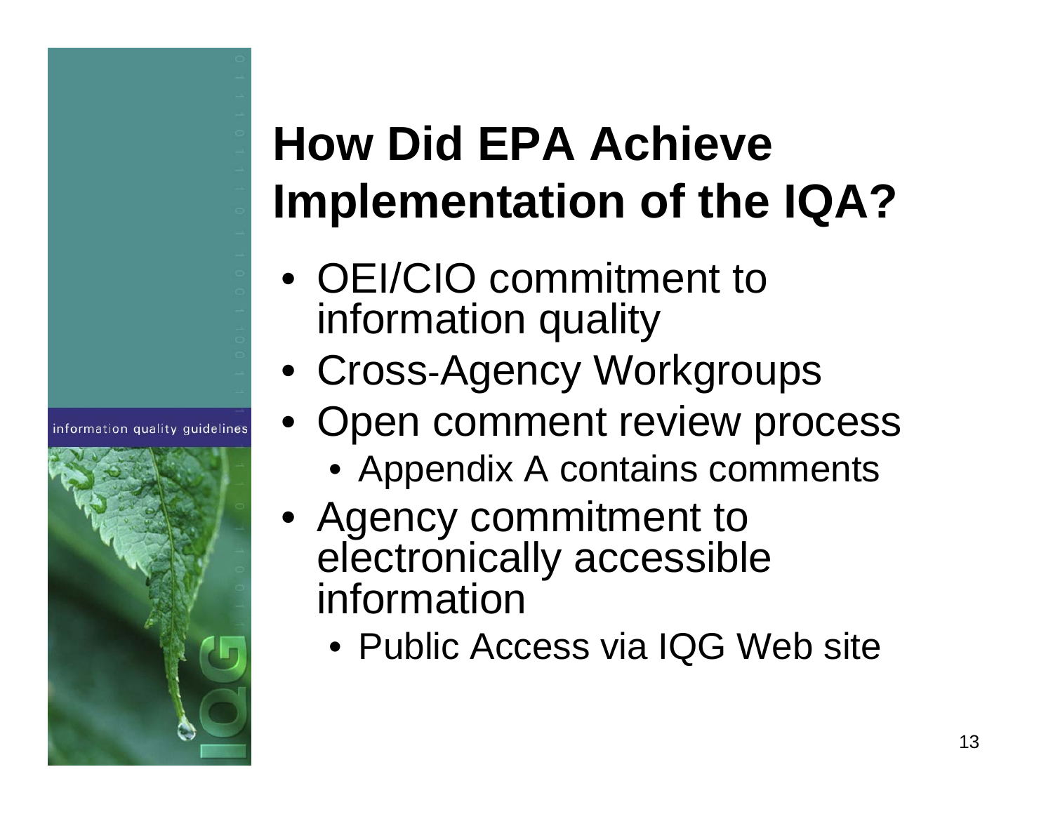# How Did EPA Achieve Implementation of the IQA?

- OEI/CIO commitment to information quality
- Cross-Agency Workgroups
- Open comment review process
  - Appendix A contains comments
- Agency commitment to electronically accessible information
  - Public Access via IQG Web site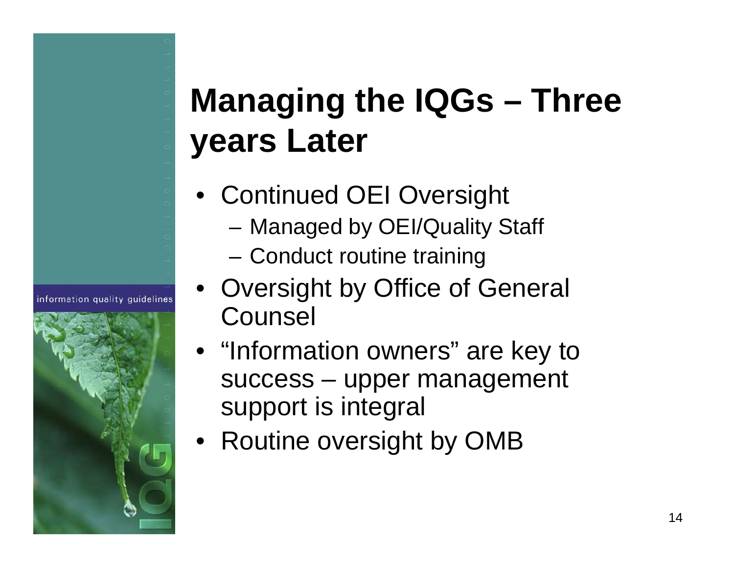# Managing the IQGs – Three years Later

- Continued OEI Oversight
  - Managed by OEI/Quality Staff
  - Conduct routine training
- Oversight by Office of General Counsel
- "Information owners" are key to success – upper management support is integral
- Routine oversight by OMB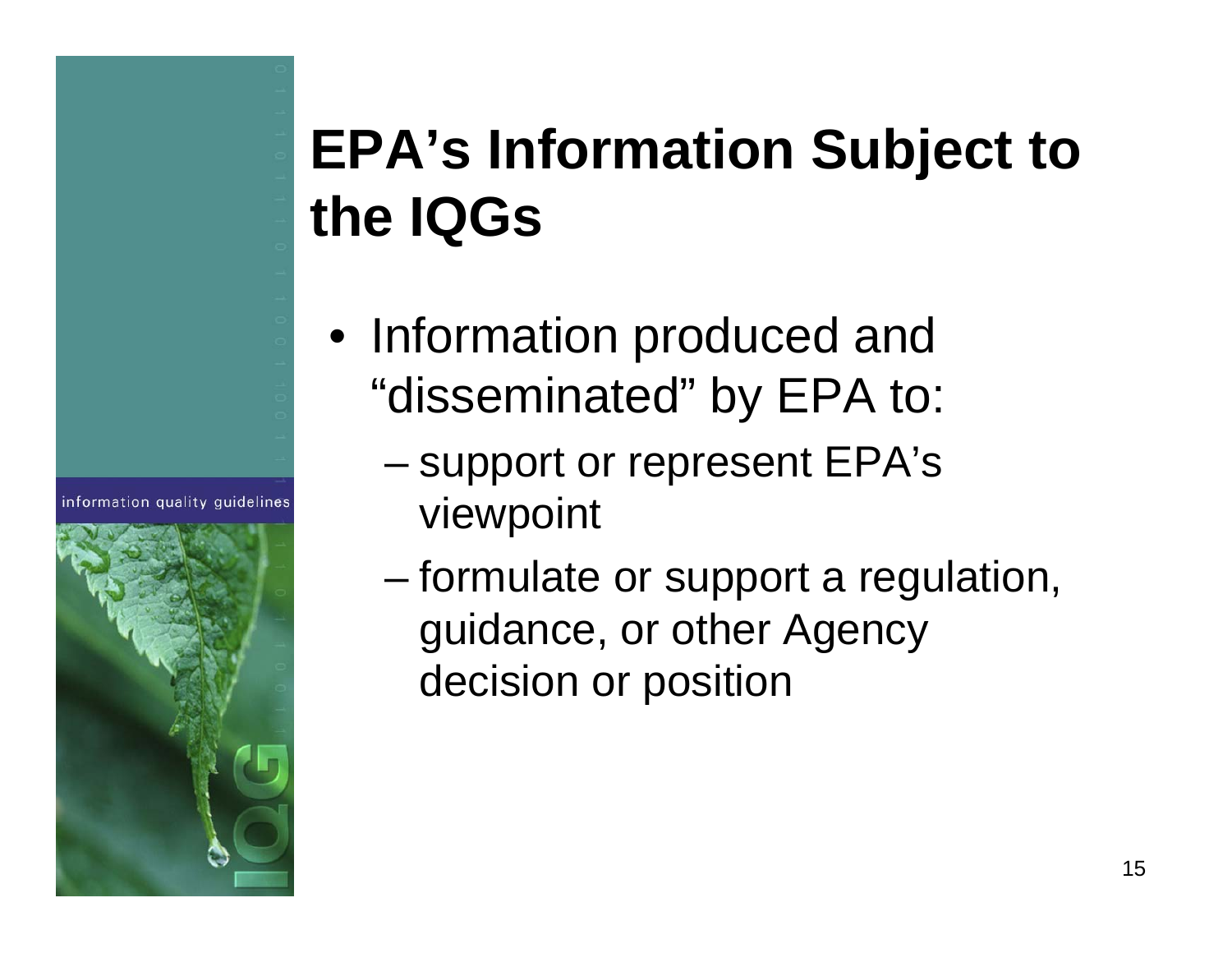# EPA's Information Subject to the IQGs

- Information produced and "disseminated" by EPA to:
  - support or represent EPA's viewpoint
  - formulate or support a regulation, guidance, or other Agency decision or position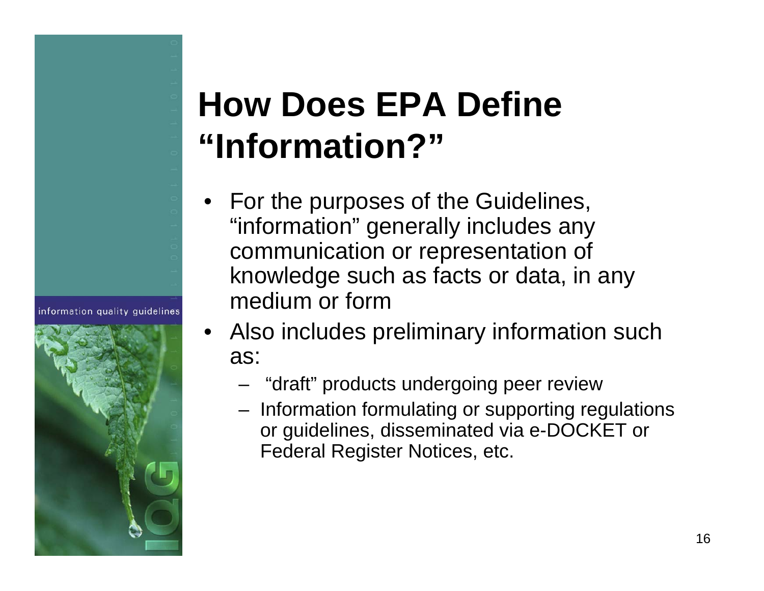# How Does EPA Define "Information?"

- For the purposes of the Guidelines, "information" generally includes any communication or representation of knowledge such as facts or data, in any medium or form
- Also includes preliminary information such as:
  - "draft" products undergoing peer review
  - Information formulating or supporting regulations or guidelines, disseminated via e-DOCKET or Federal Register Notices, etc.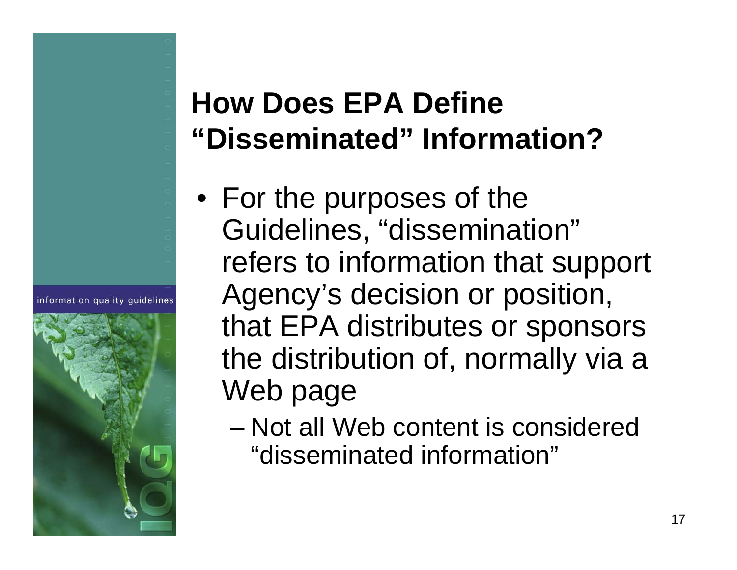## How Does EPA Define "Disseminated" Information?

- For the purposes of the Guidelines, "dissemination" refers to information that support Agency's decision or position, that EPA distributes or sponsors the distribution of, normally via a Web page
  - Not all Web content is considered "disseminated information"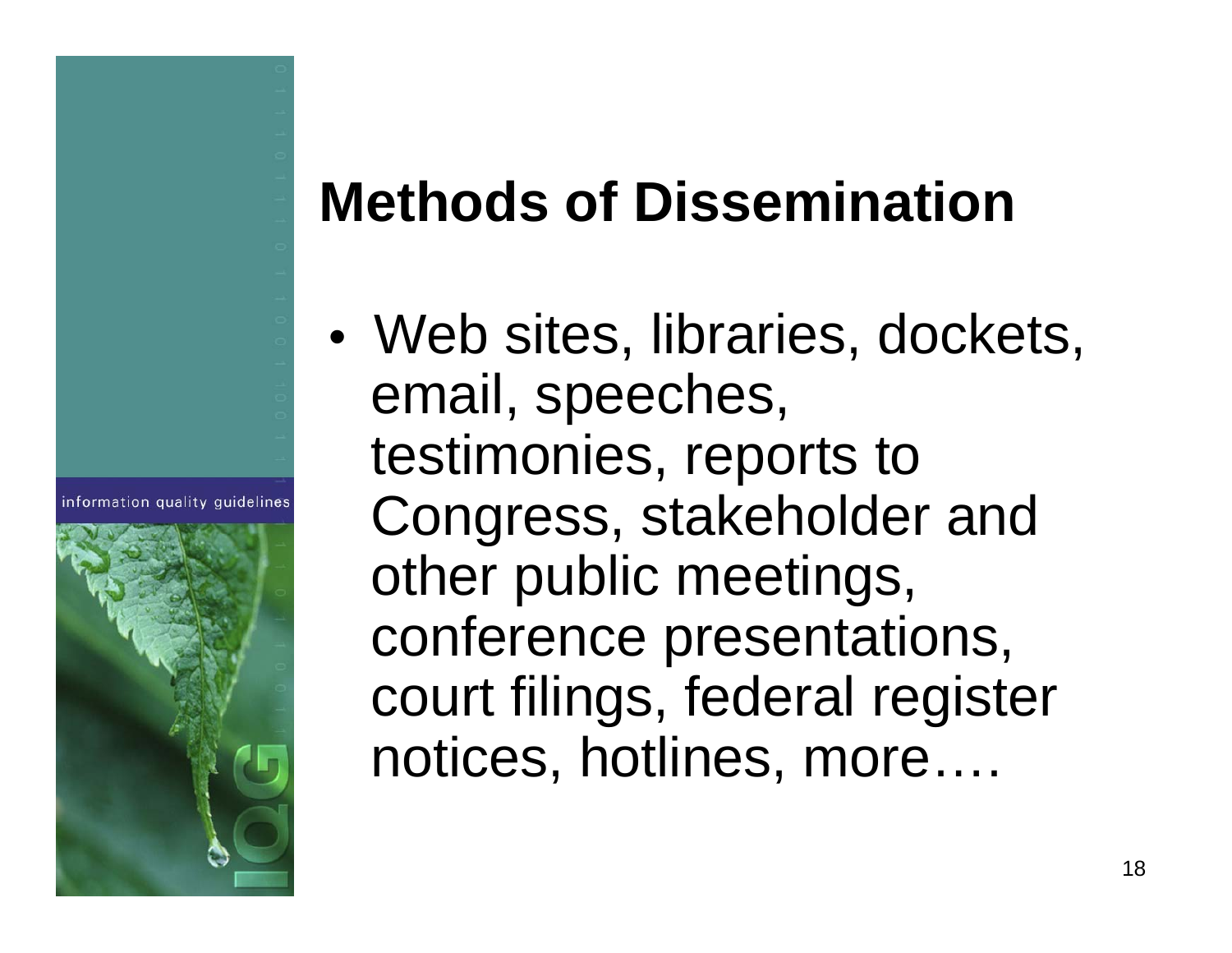# Methods of Dissemination

- Web sites, libraries, dockets, email, speeches, testimonies, reports to Congress, stakeholder and other public meetings, conference presentations, court filings, federal register notices, hotlines, more….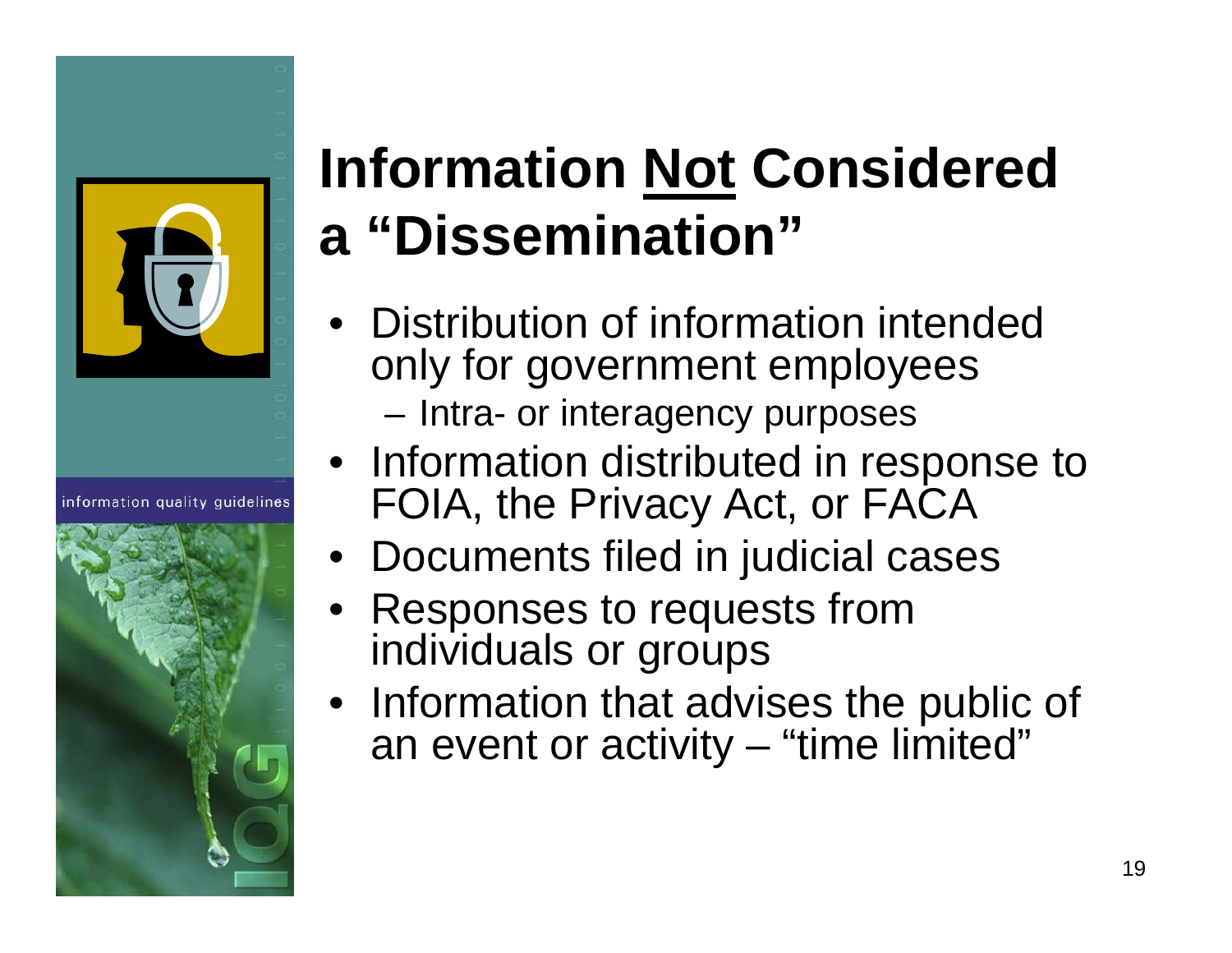# Information <u>Not</u> Considered a "Dissemination"

- Distribution of information intended only for government employees
  - Intra- or interagency purposes
- Information distributed in response to FOIA, the Privacy Act, or FACA
- Documents filed in judicial cases
- Responses to requests from individuals or groups
- Information that advises the public of an event or activity – "time limited"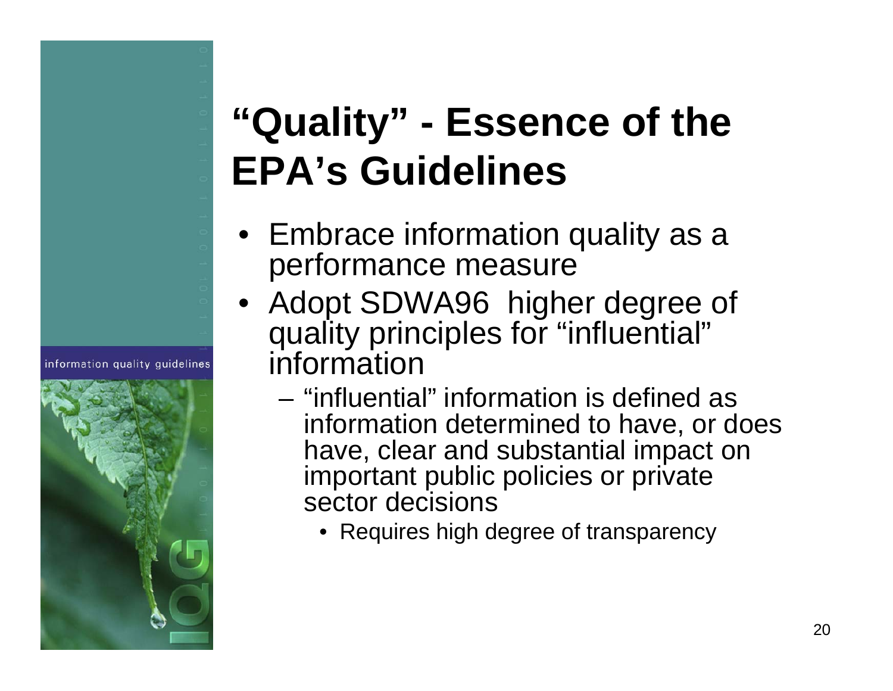# "Quality" - Essence of the EPA's Guidelines

- Embrace information quality as a performance measure
- Adopt SDWA96 higher degree of quality principles for "influential" information
  - "influential" information is defined as information determined to have, or does have, clear and substantial impact on important public policies or private sector decisions
    - Requires high degree of transparency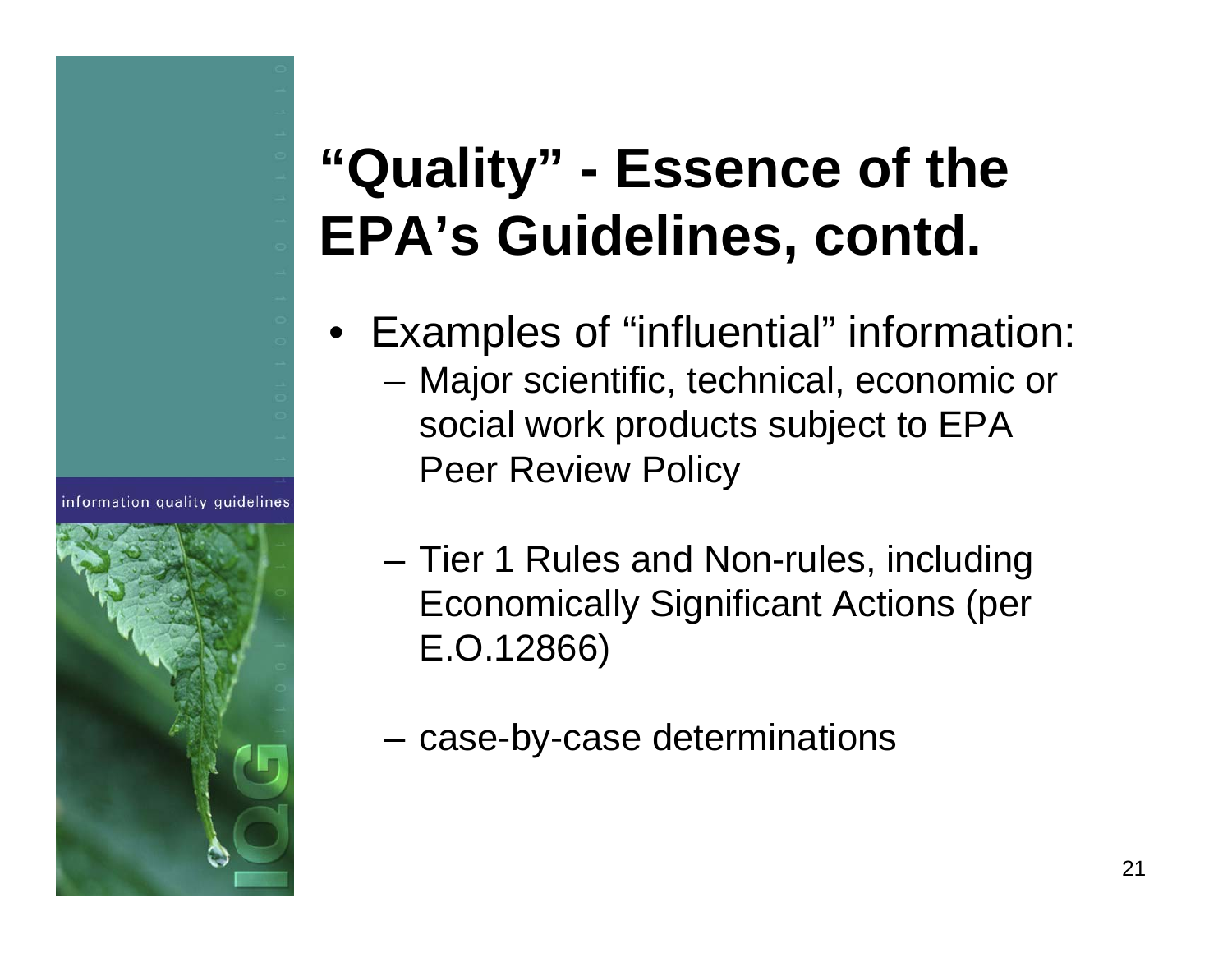# "Quality" - Essence of the EPA's Guidelines, contd.

- Examples of "influential" information:
  - Major scientific, technical, economic or social work products subject to EPA Peer Review Policy
  - Tier 1 Rules and Non-rules, including Economically Significant Actions (per E.O.12866)
  - case-by-case determinations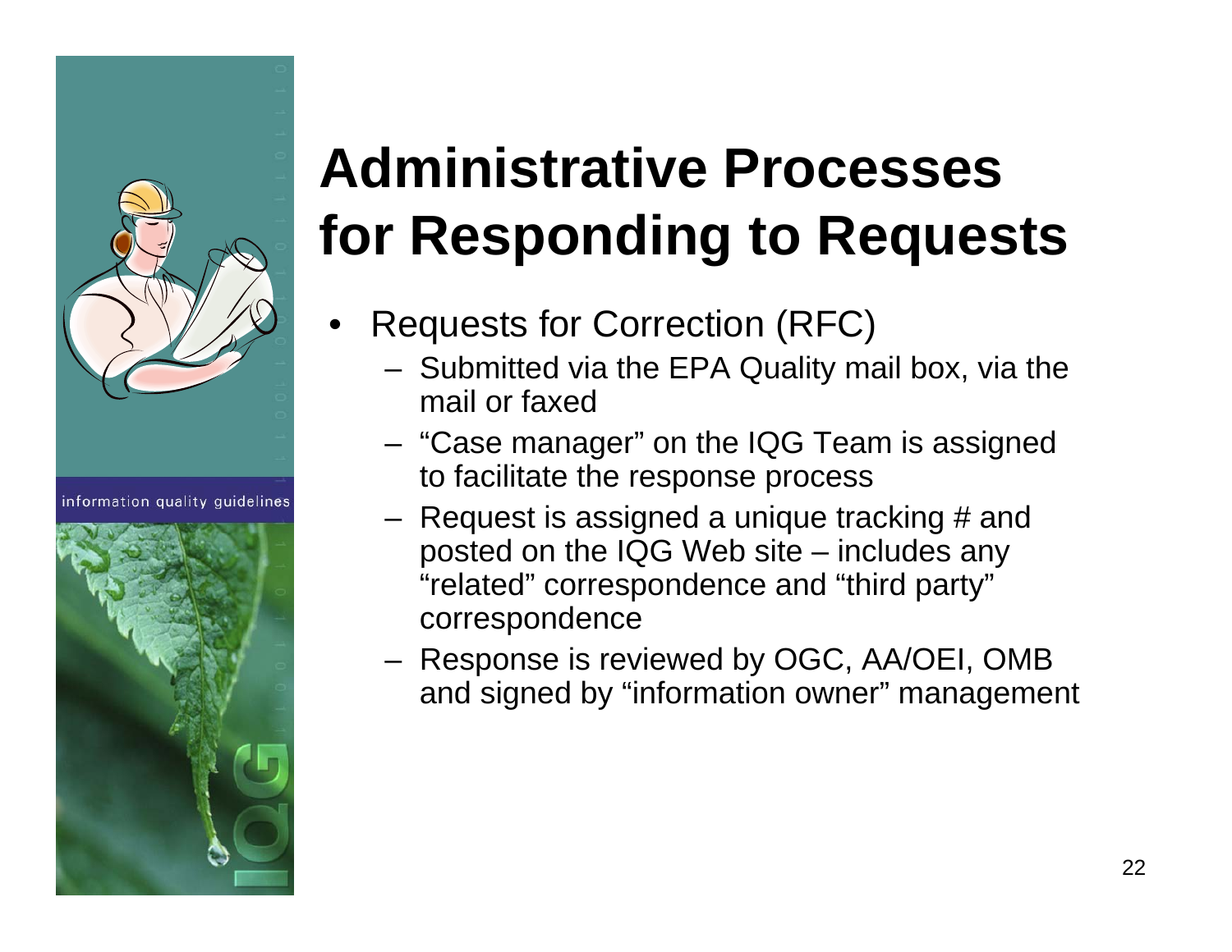# Administrative Processes for Responding to Requests

- Requests for Correction (RFC)
  - Submitted via the EPA Quality mail box, via the mail or faxed
  - "Case manager" on the IQG Team is assigned to facilitate the response process
  - Request is assigned a unique tracking # and posted on the IQG Web site – includes any "related" correspondence and "third party" correspondence
  - Response is reviewed by OGC, AA/OEI, OMB and signed by "information owner" management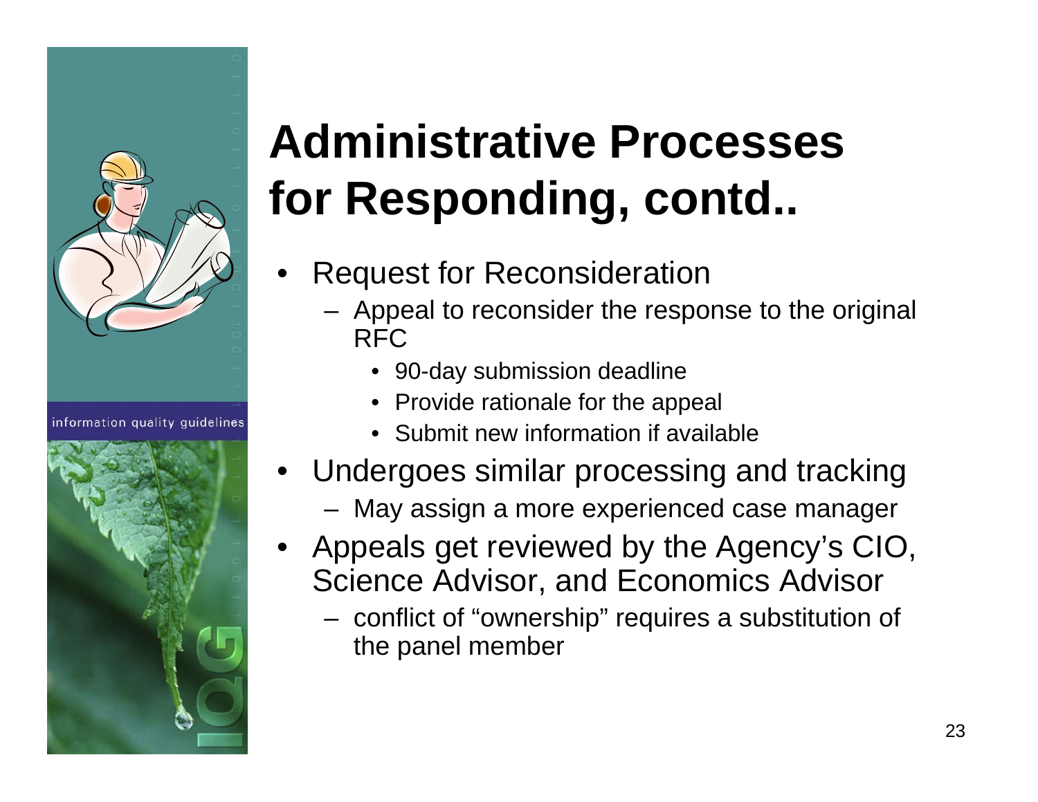# Administrative Processes for Responding, contd..

- Request for Reconsideration
  - Appeal to reconsider the response to the original RFC
    - 90-day submission deadline
    - Provide rationale for the appeal
    - Submit new information if available
- Undergoes similar processing and tracking
  - May assign a more experienced case manager
- Appeals get reviewed by the Agency's CIO, Science Advisor, and Economics Advisor
  - conflict of "ownership" requires a substitution of the panel member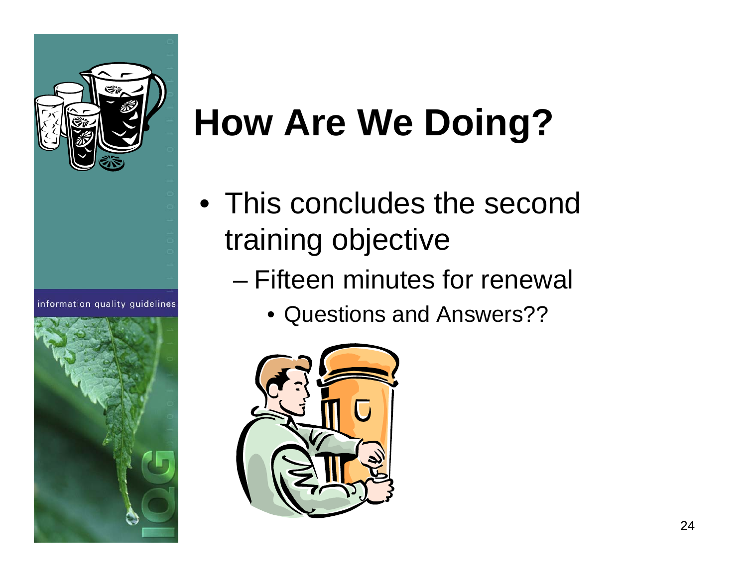# How Are We Doing?

- This concludes the second training objective
  - Fifteen minutes for renewal
    - Questions and Answers??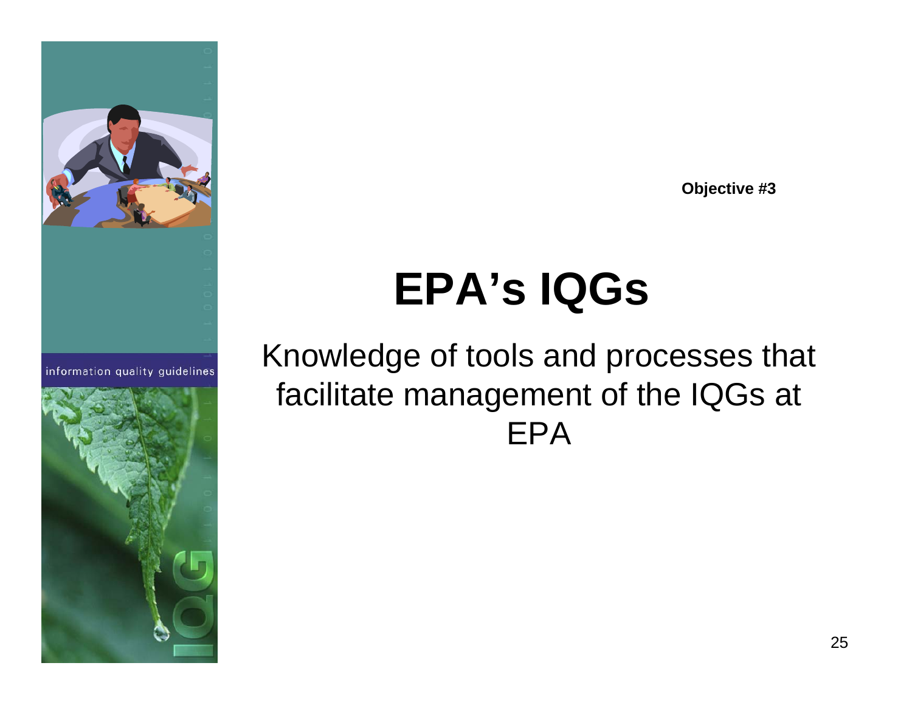Objective #3

# EPA's IQGs

Knowledge of tools and processes that facilitate management of the IQGs at EPA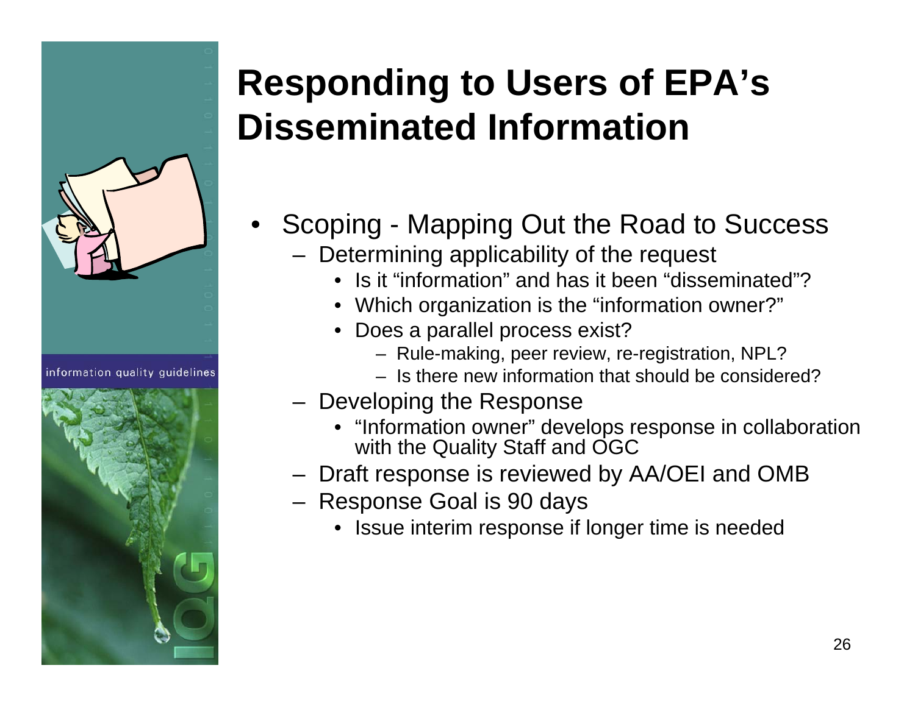# Responding to Users of EPA's Disseminated Information

- Scoping - Mapping Out the Road to Success
  - Determining applicability of the request
    - Is it "information" and has it been "disseminated"?
    - Which organization is the "information owner?"
    - Does a parallel process exist?
      - Rule-making, peer review, re-registration, NPL?
      - Is there new information that should be considered?
  - Developing the Response
    - "Information owner" develops response in collaboration with the Quality Staff and OGC
  - Draft response is reviewed by AA/OEI and OMB
  - Response Goal is 90 days
    - Issue interim response if longer time is needed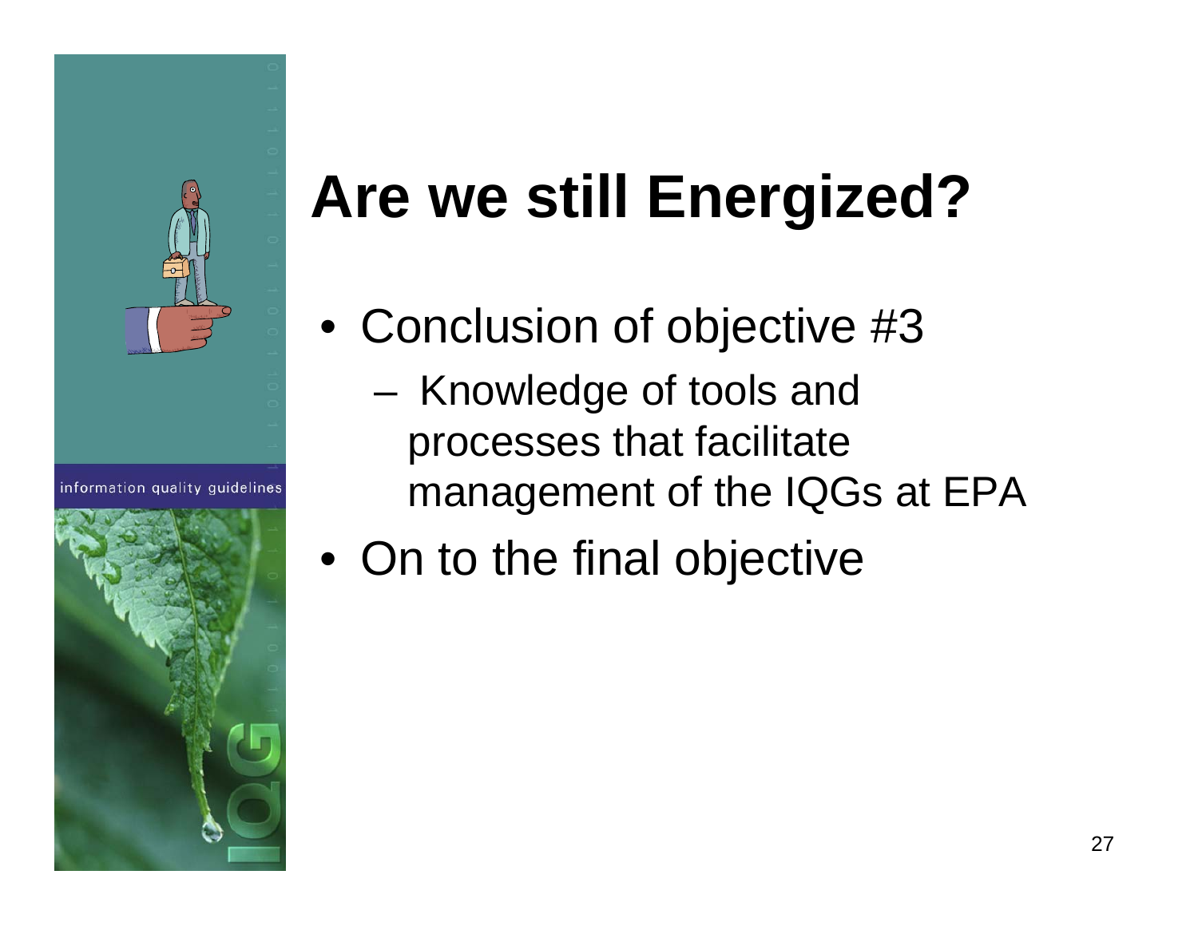# Are we still Energized?

- Conclusion of objective #3
  - Knowledge of tools and processes that facilitate management of the IQGs at EPA
- On to the final objective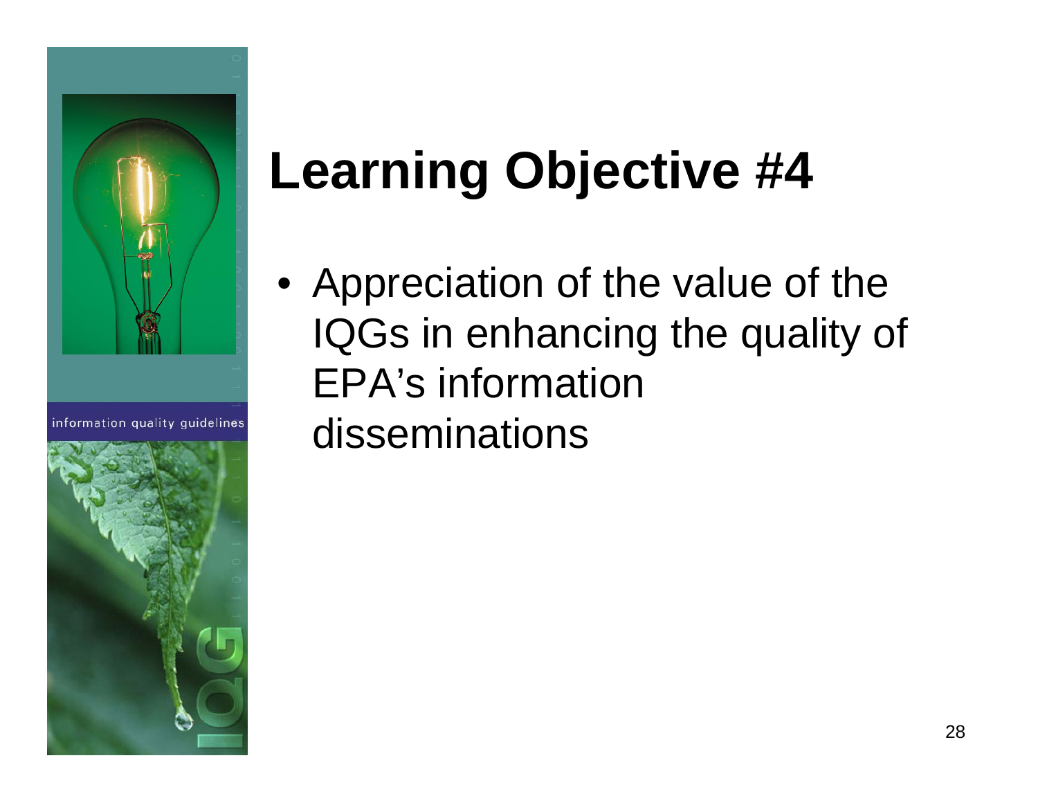# Learning Objective #4

- Appreciation of the value of the IQGs in enhancing the quality of EPA's information disseminations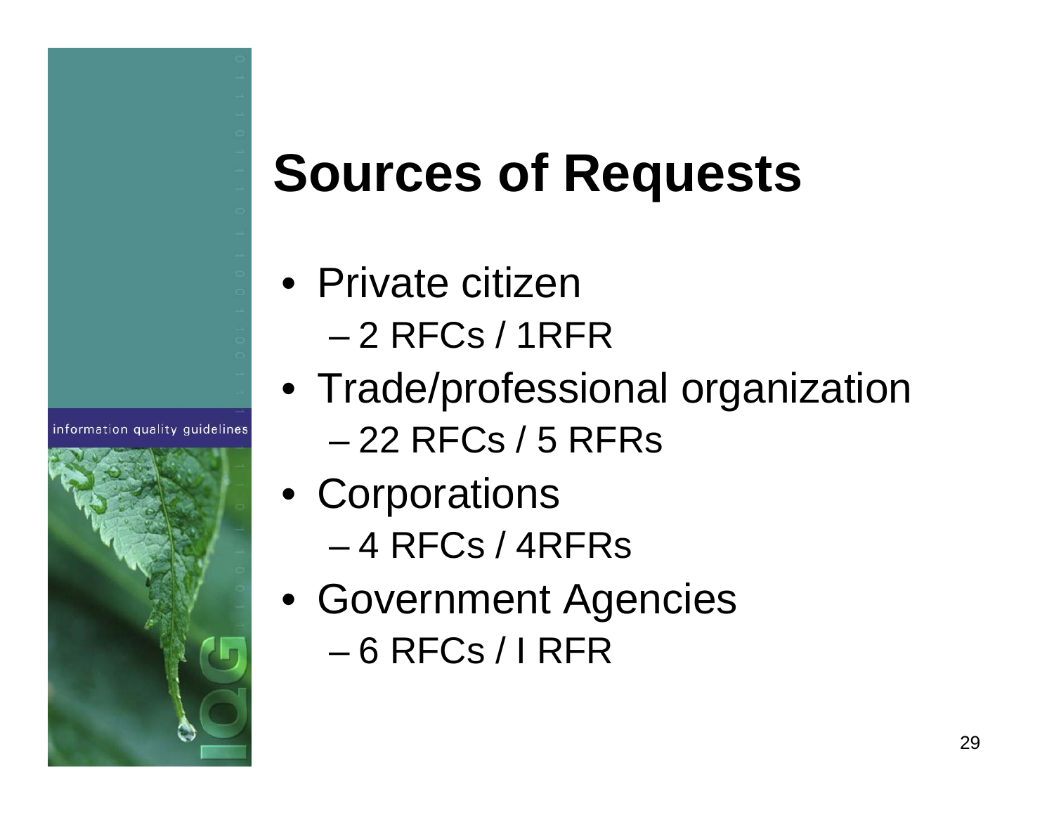# Sources of Requests

- Private citizen
  - 2 RFCs / 1RFR
- Trade/professional organization
  - 22 RFCs / 5 RFRs
- Corporations
  - 4 RFCs / 4RFRs
- Government Agencies
  - 6 RFCs / I RFR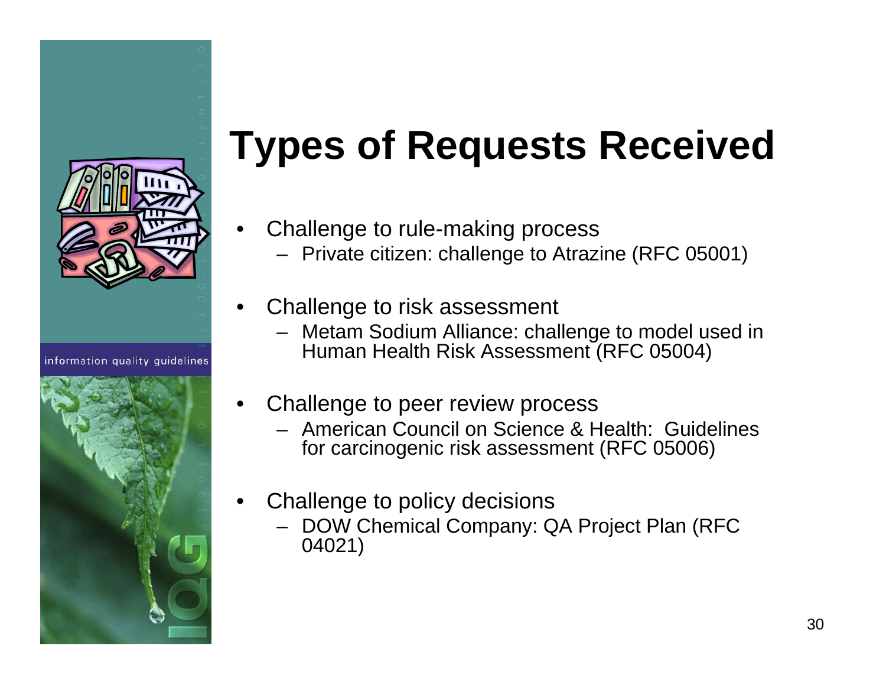# Types of Requests Received

- Challenge to rule-making process
  - Private citizen: challenge to Atrazine (RFC 05001)
- Challenge to risk assessment
  - Metam Sodium Alliance: challenge to model used in Human Health Risk Assessment (RFC 05004)
- Challenge to peer review process
  - American Council on Science & Health: Guidelines for carcinogenic risk assessment (RFC 05006)
- Challenge to policy decisions
  - DOW Chemical Company: QA Project Plan (RFC 04021)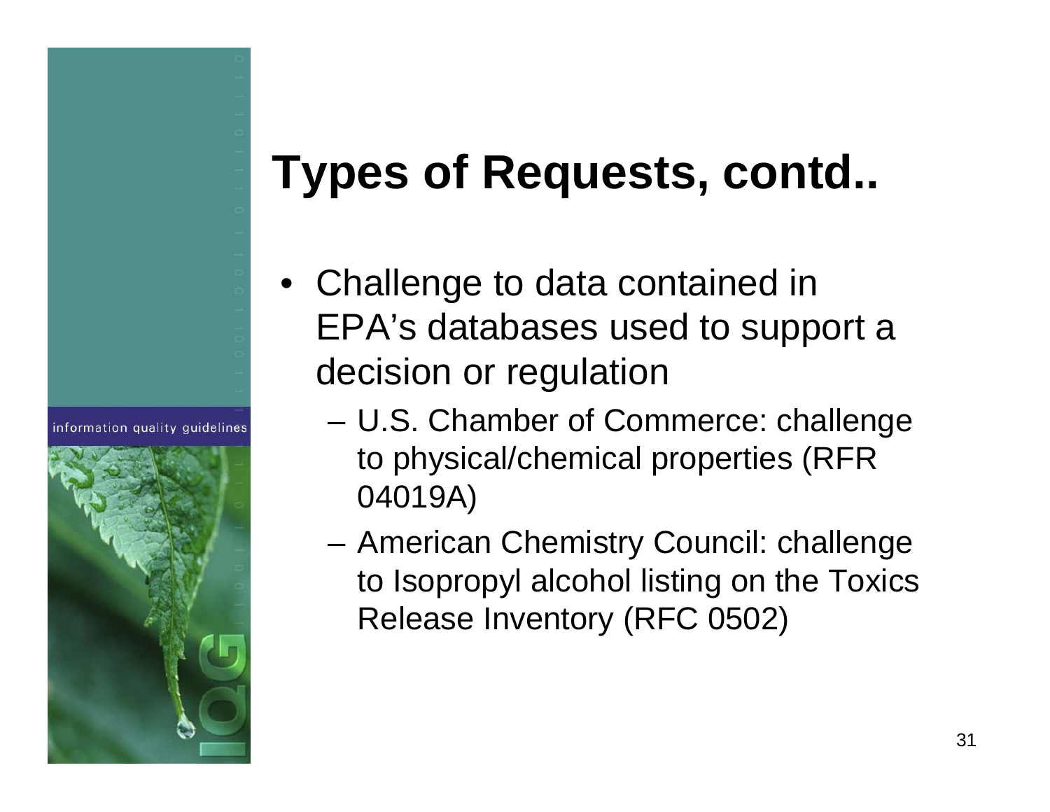# Types of Requests, contd..

- Challenge to data contained in EPA's databases used to support a decision or regulation
  - U.S. Chamber of Commerce: challenge to physical/chemical properties (RFR 04019A)
  - American Chemistry Council: challenge to Isopropyl alcohol listing on the Toxics Release Inventory (RFC 0502)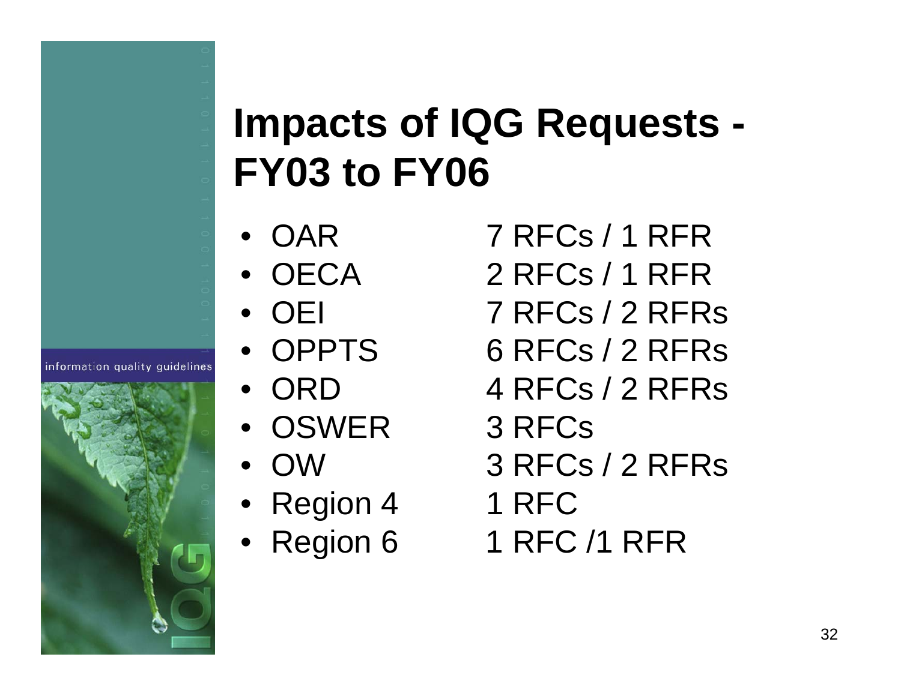# Impacts of IQG Requests - FY03 to FY06

- OAR 7 RFCs / 1 RFR
- OECA 2 RFCs / 1 RFR
- OEI 7 RFCs / 2 RFRs
- OPPTS 6 RFCs / 2 RFRs
- ORD 4 RFCs / 2 RFRs
- OSWER 3 RFCs
- OW 3 RFCs / 2 RFRs
- Region 4 1 RFC
- Region 6 1 RFC /1 RFR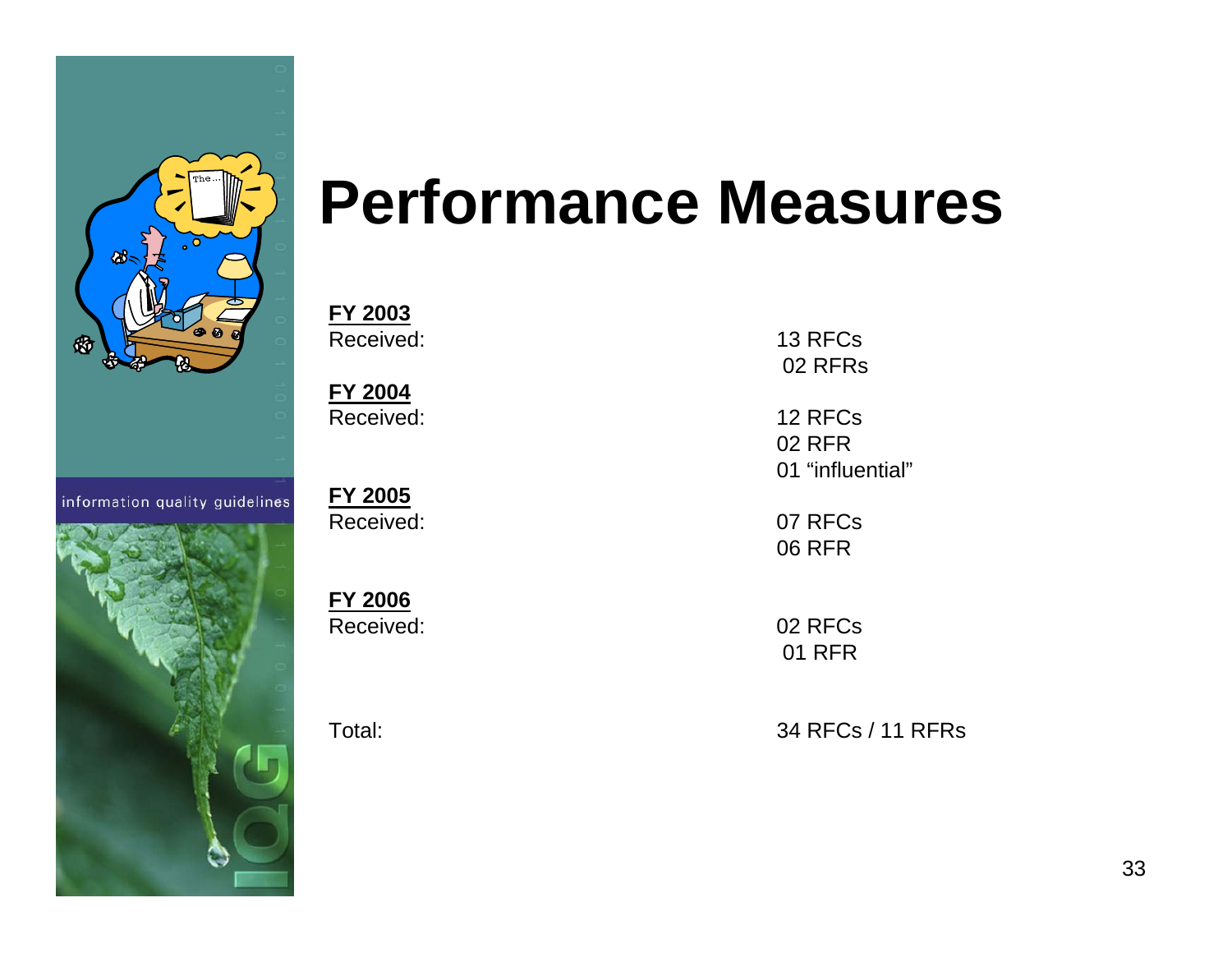# Performance Measures

**FY 2003**
Received: 13 RFCs
02 RFRs

**FY 2004**
Received: 12 RFCs
02 RFR
01 “influential”

**FY 2005**
Received: 07 RFCs
06 RFR

**FY 2006**
Received: 02 RFCs
01 RFR

Total: 34 RFCs / 11 RFRs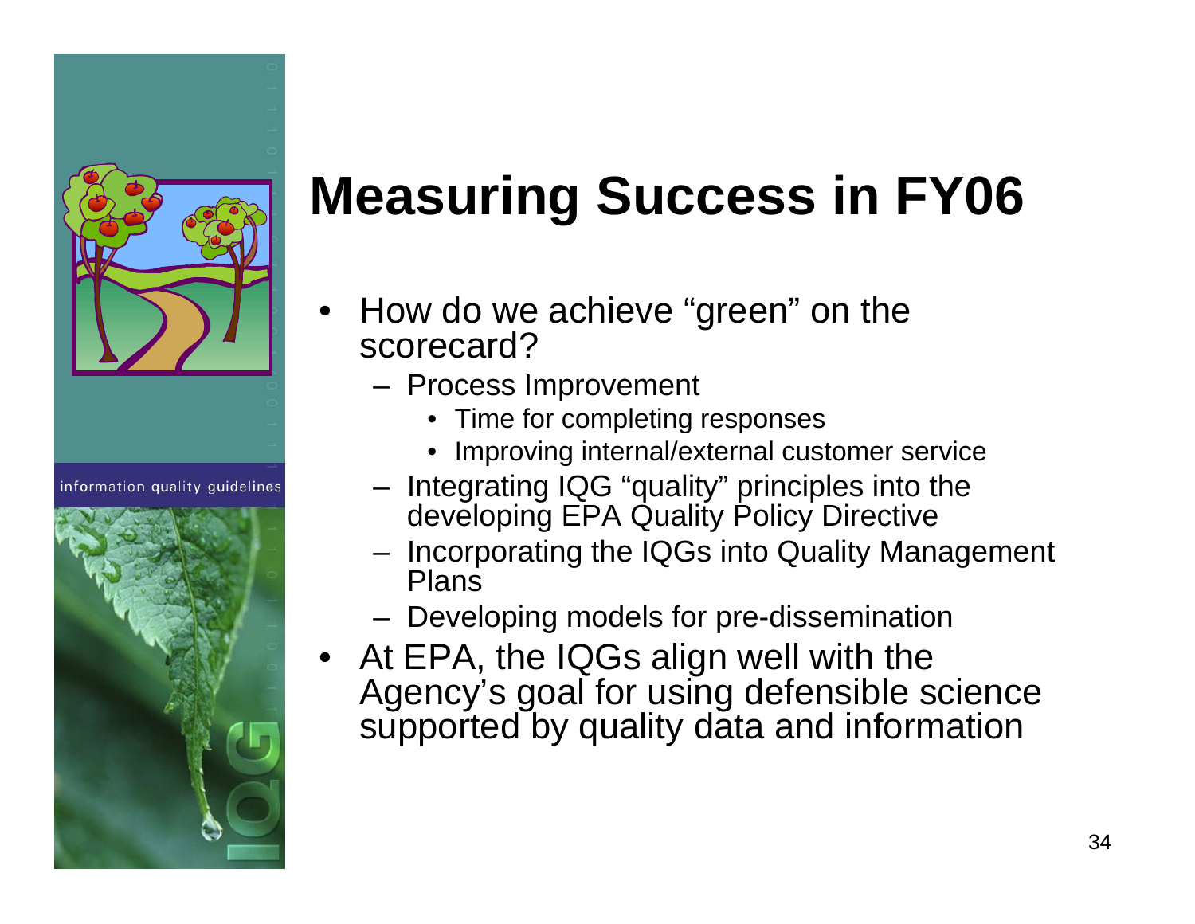# Measuring Success in FY06

- How do we achieve "green" on the scorecard?
  - Process Improvement
    - Time for completing responses
    - Improving internal/external customer service
  - Integrating IQG "quality" principles into the developing EPA Quality Policy Directive
  - Incorporating the IQGs into Quality Management Plans
  - Developing models for pre-dissemination
- At EPA, the IQGs align well with the Agency's goal for using defensible science supported by quality data and information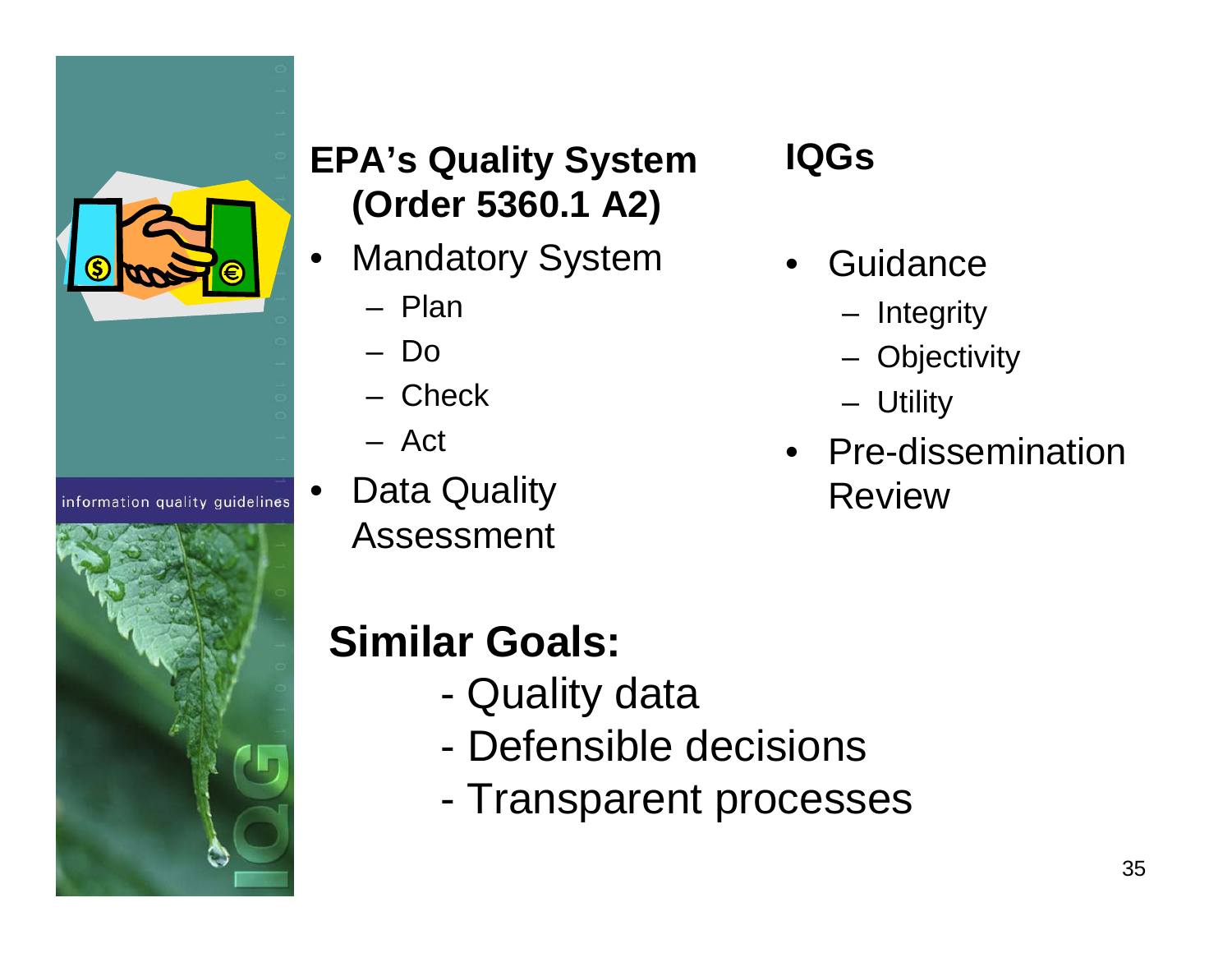## EPA's Quality System (Order 5360.1 A2)

- Mandatory System
  - Plan
  - Do
  - Check
  - Act
- Data Quality Assessment

## IQGs

- Guidance
  - Integrity
  - Objectivity
  - Utility
- Pre-dissemination Review

## Similar Goals:

- Quality data
- Defensible decisions
- Transparent processes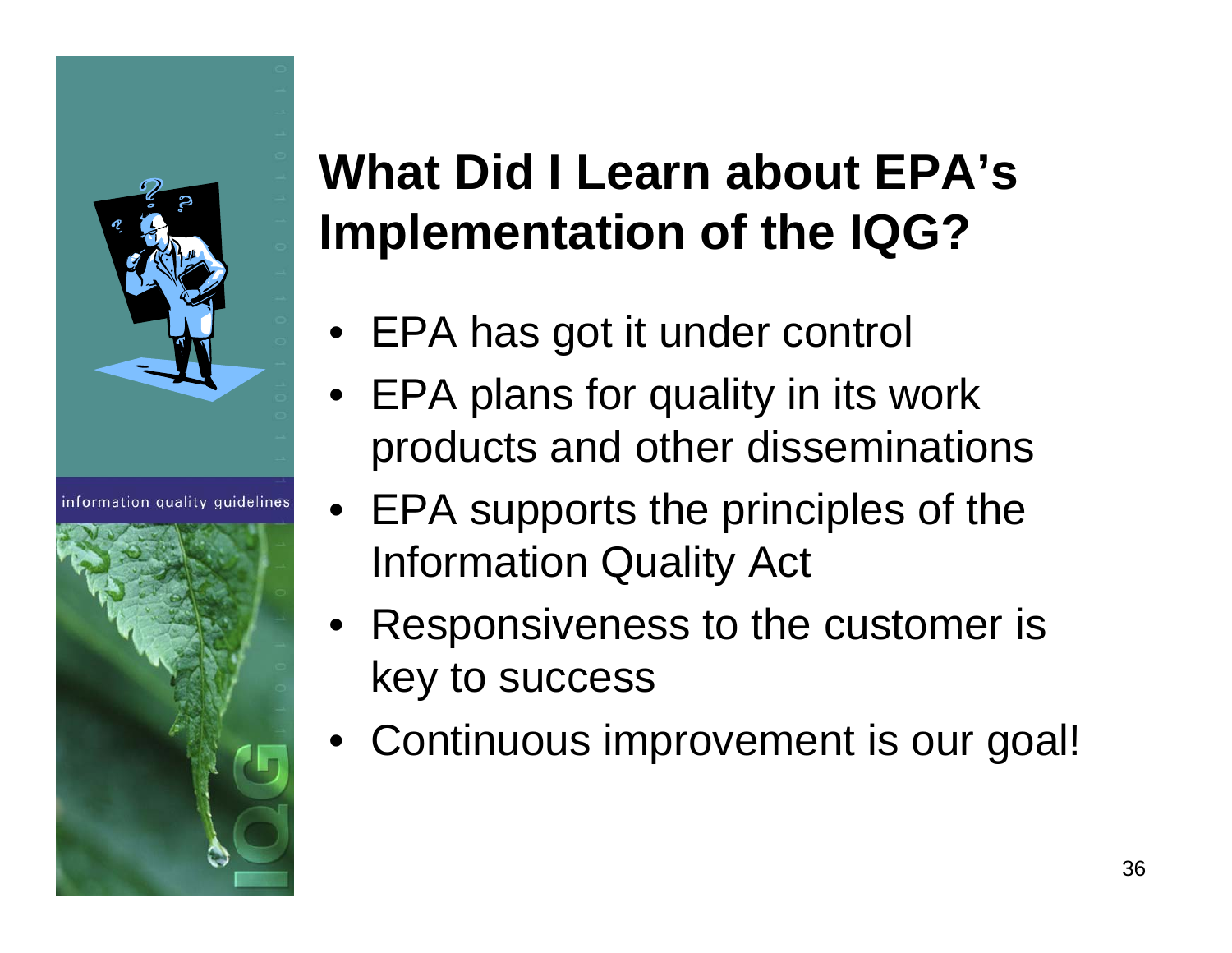# What Did I Learn about EPA's Implementation of the IQG?

- EPA has got it under control
- EPA plans for quality in its work products and other disseminations
- EPA supports the principles of the Information Quality Act
- Responsiveness to the customer is key to success
- Continuous improvement is our goal!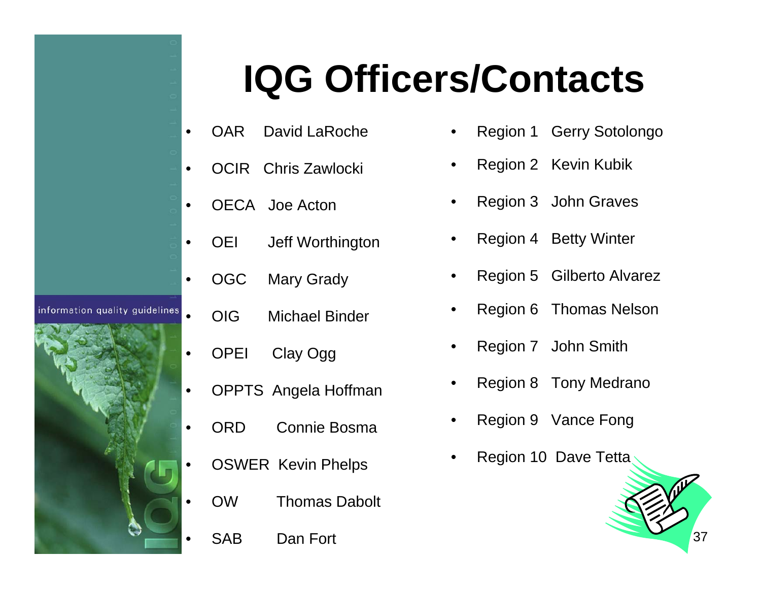# IQG Officers/Contacts

- OAR David LaRoche
- OCIR Chris Zawlocki
- OECA Joe Acton
- OEI Jeff Worthington
- OGC Mary Grady
- OIG Michael Binder
- OPEI Clay Ogg
- OPPTS Angela Hoffman
- ORD Connie Bosma
- OSWER Kevin Phelps
- OW Thomas Dabolt
- SAB Dan Fort

- Region 1 Gerry Sotolongo
- Region 2 Kevin Kubik
- Region 3 John Graves
- Region 4 Betty Winter
- Region 5 Gilberto Alvarez
- Region 6 Thomas Nelson
- Region 7 John Smith
- Region 8 Tony Medrano
- Region 9 Vance Fong
- Region 10 Dave Tetta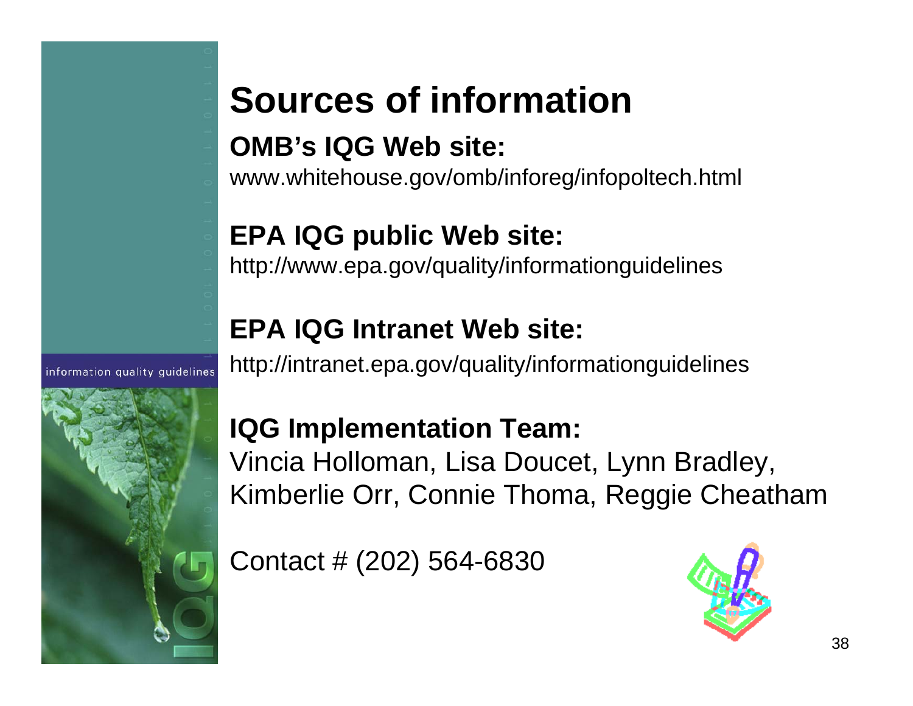# Sources of information

## OMB's IQG Web site:

www.whitehouse.gov/omb/inforeg/infopoltech.html

## EPA IQG public Web site:

http://www.epa.gov/quality/informationguidelines

## EPA IQG Intranet Web site:

http://intranet.epa.gov/quality/informationguidelines

## IQG Implementation Team:

Vincia Holloman, Lisa Doucet, Lynn Bradley, Kimberlie Orr, Connie Thoma, Reggie Cheatham

Contact # (202) 564-6830